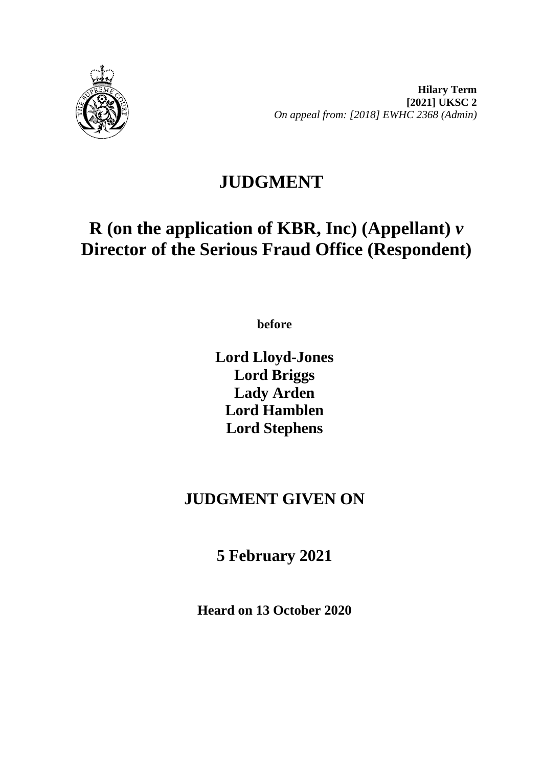**Hilary Term**
**[2021] UKSC 2**
*On appeal from: [2018] EWHC 2368 (Admin)*

# JUDGMENT

## R (on the application of KBR, Inc) (Appellant) *v* Director of the Serious Fraud Office (Respondent)

**before**

**Lord Lloyd-Jones**
**Lord Briggs**
**Lady Arden**
**Lord Hamblen**
**Lord Stephens**

## JUDGMENT GIVEN ON

## 5 February 2021

**Heard on 13 October 2020**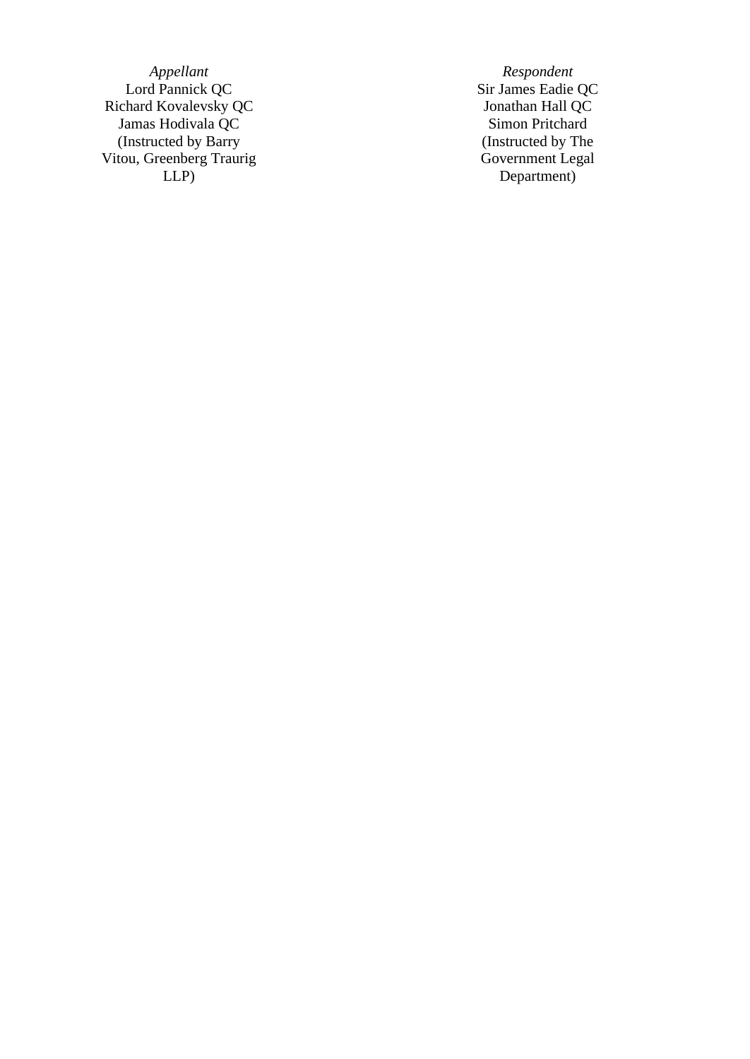| *Appellant* | *Respondent* |
| --- | --- |
| Lord Pannick QC | Sir James Eadie QC |
| Richard Kovalevsky QC | Jonathan Hall QC |
| Jamas Hodivala QC | Simon Pritchard |
| (Instructed by Barry Vitou, Greenberg Traurig LLP) | (Instructed by The Government Legal Department) |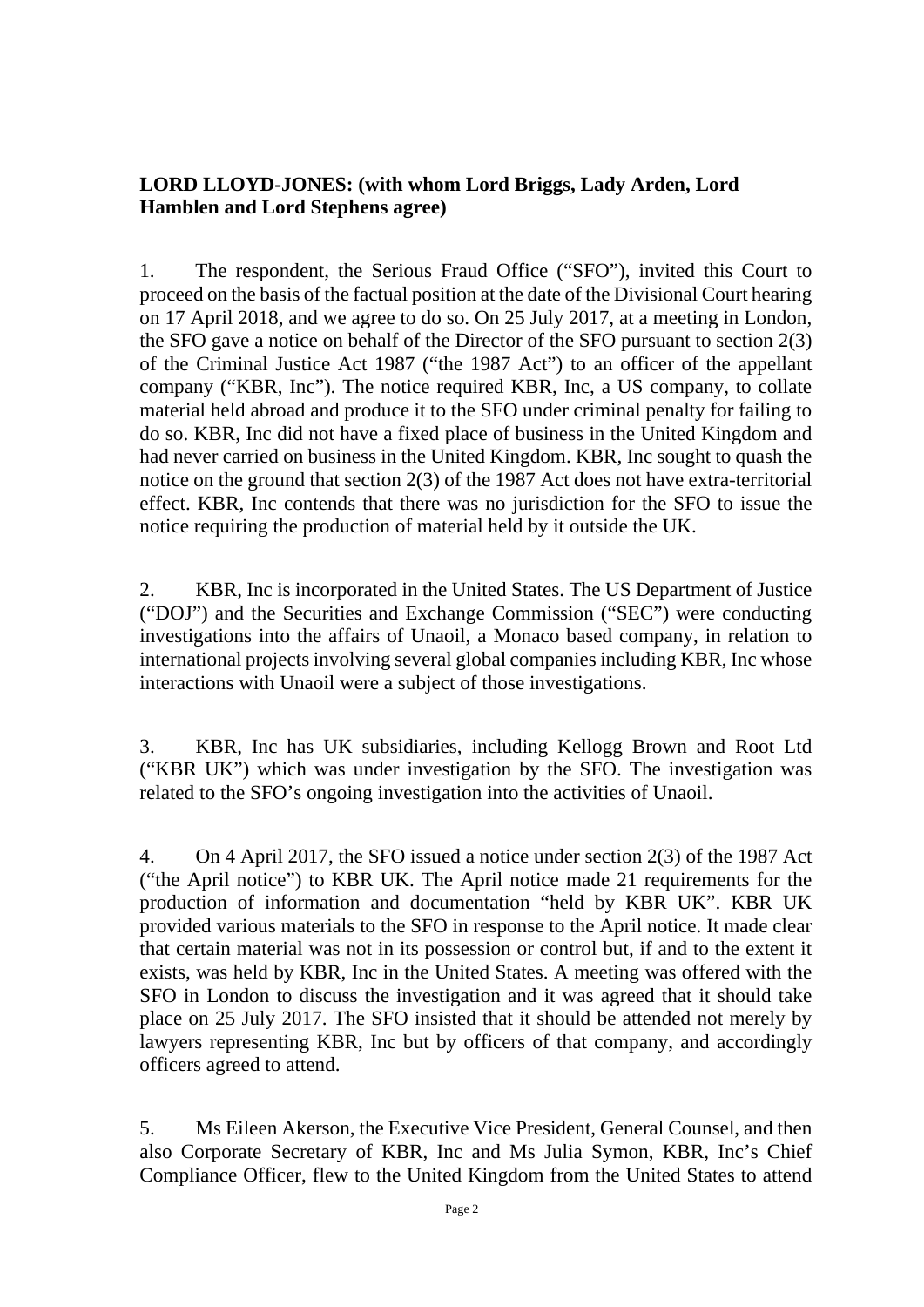**LORD LLOYD-JONES: (with whom Lord Briggs, Lady Arden, Lord Hamblen and Lord Stephens agree)**

1. The respondent, the Serious Fraud Office ("SFO"), invited this Court to proceed on the basis of the factual position at the date of the Divisional Court hearing on 17 April 2018, and we agree to do so. On 25 July 2017, at a meeting in London, the SFO gave a notice on behalf of the Director of the SFO pursuant to section 2(3) of the Criminal Justice Act 1987 ("the 1987 Act") to an officer of the appellant company ("KBR, Inc"). The notice required KBR, Inc, a US company, to collate material held abroad and produce it to the SFO under criminal penalty for failing to do so. KBR, Inc did not have a fixed place of business in the United Kingdom and had never carried on business in the United Kingdom. KBR, Inc sought to quash the notice on the ground that section 2(3) of the 1987 Act does not have extra-territorial effect. KBR, Inc contends that there was no jurisdiction for the SFO to issue the notice requiring the production of material held by it outside the UK.

2. KBR, Inc is incorporated in the United States. The US Department of Justice ("DOJ") and the Securities and Exchange Commission ("SEC") were conducting investigations into the affairs of Unaoil, a Monaco based company, in relation to international projects involving several global companies including KBR, Inc whose interactions with Unaoil were a subject of those investigations.

3. KBR, Inc has UK subsidiaries, including Kellogg Brown and Root Ltd ("KBR UK") which was under investigation by the SFO. The investigation was related to the SFO's ongoing investigation into the activities of Unaoil.

4. On 4 April 2017, the SFO issued a notice under section 2(3) of the 1987 Act ("the April notice") to KBR UK. The April notice made 21 requirements for the production of information and documentation "held by KBR UK". KBR UK provided various materials to the SFO in response to the April notice. It made clear that certain material was not in its possession or control but, if and to the extent it exists, was held by KBR, Inc in the United States. A meeting was offered with the SFO in London to discuss the investigation and it was agreed that it should take place on 25 July 2017. The SFO insisted that it should be attended not merely by lawyers representing KBR, Inc but by officers of that company, and accordingly officers agreed to attend.

5. Ms Eileen Akerson, the Executive Vice President, General Counsel, and then also Corporate Secretary of KBR, Inc and Ms Julia Symon, KBR, Inc's Chief Compliance Officer, flew to the United Kingdom from the United States to attend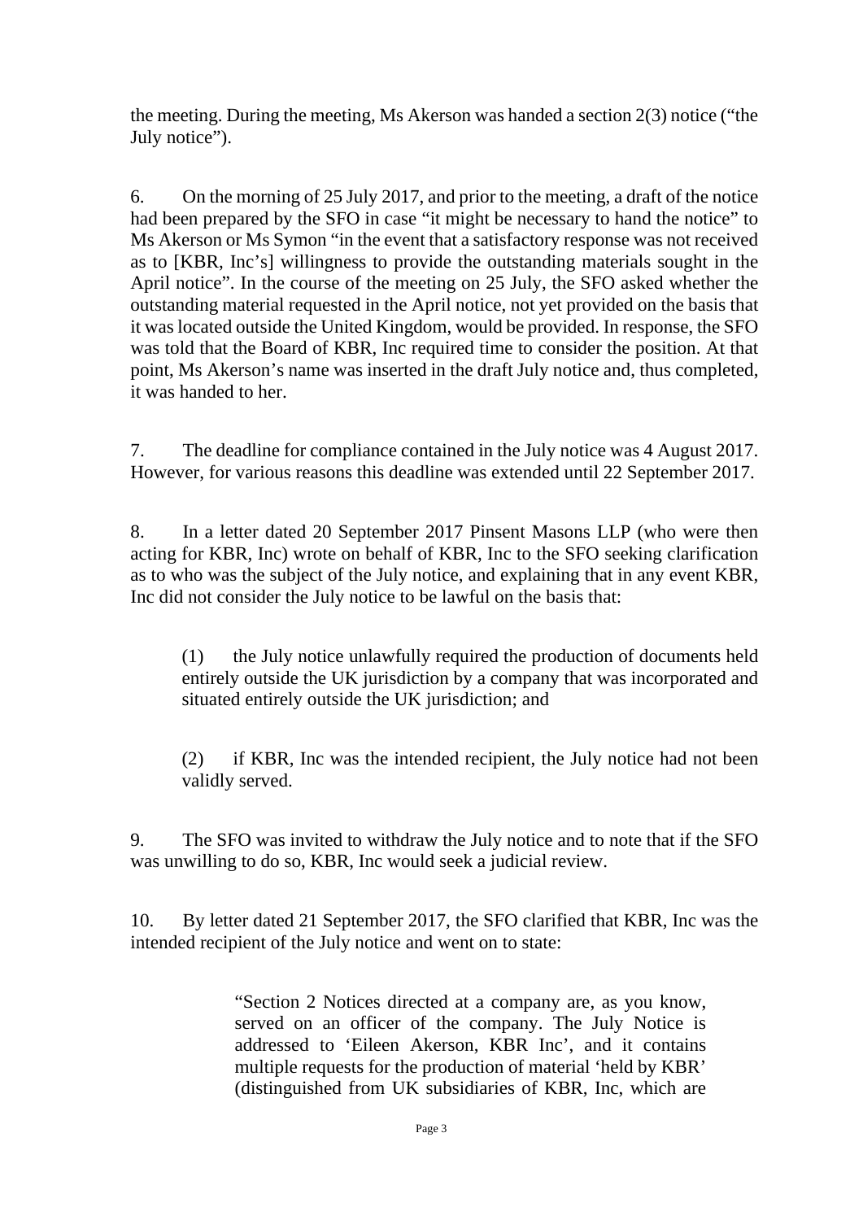the meeting. During the meeting, Ms Akerson was handed a section 2(3) notice ("the July notice").

6. On the morning of 25 July 2017, and prior to the meeting, a draft of the notice had been prepared by the SFO in case "it might be necessary to hand the notice" to Ms Akerson or Ms Symon "in the event that a satisfactory response was not received as to [KBR, Inc's] willingness to provide the outstanding materials sought in the April notice". In the course of the meeting on 25 July, the SFO asked whether the outstanding material requested in the April notice, not yet provided on the basis that it was located outside the United Kingdom, would be provided. In response, the SFO was told that the Board of KBR, Inc required time to consider the position. At that point, Ms Akerson's name was inserted in the draft July notice and, thus completed, it was handed to her.

7. The deadline for compliance contained in the July notice was 4 August 2017. However, for various reasons this deadline was extended until 22 September 2017.

8. In a letter dated 20 September 2017 Pinsent Masons LLP (who were then acting for KBR, Inc) wrote on behalf of KBR, Inc to the SFO seeking clarification as to who was the subject of the July notice, and explaining that in any event KBR, Inc did not consider the July notice to be lawful on the basis that:

> (1) the July notice unlawfully required the production of documents held entirely outside the UK jurisdiction by a company that was incorporated and situated entirely outside the UK jurisdiction; and
>
> (2) if KBR, Inc was the intended recipient, the July notice had not been validly served.

9. The SFO was invited to withdraw the July notice and to note that if the SFO was unwilling to do so, KBR, Inc would seek a judicial review.

10. By letter dated 21 September 2017, the SFO clarified that KBR, Inc was the intended recipient of the July notice and went on to state:

> "Section 2 Notices directed at a company are, as you know, served on an officer of the company. The July Notice is addressed to 'Eileen Akerson, KBR Inc', and it contains multiple requests for the production of material 'held by KBR' (distinguished from UK subsidiaries of KBR, Inc, which are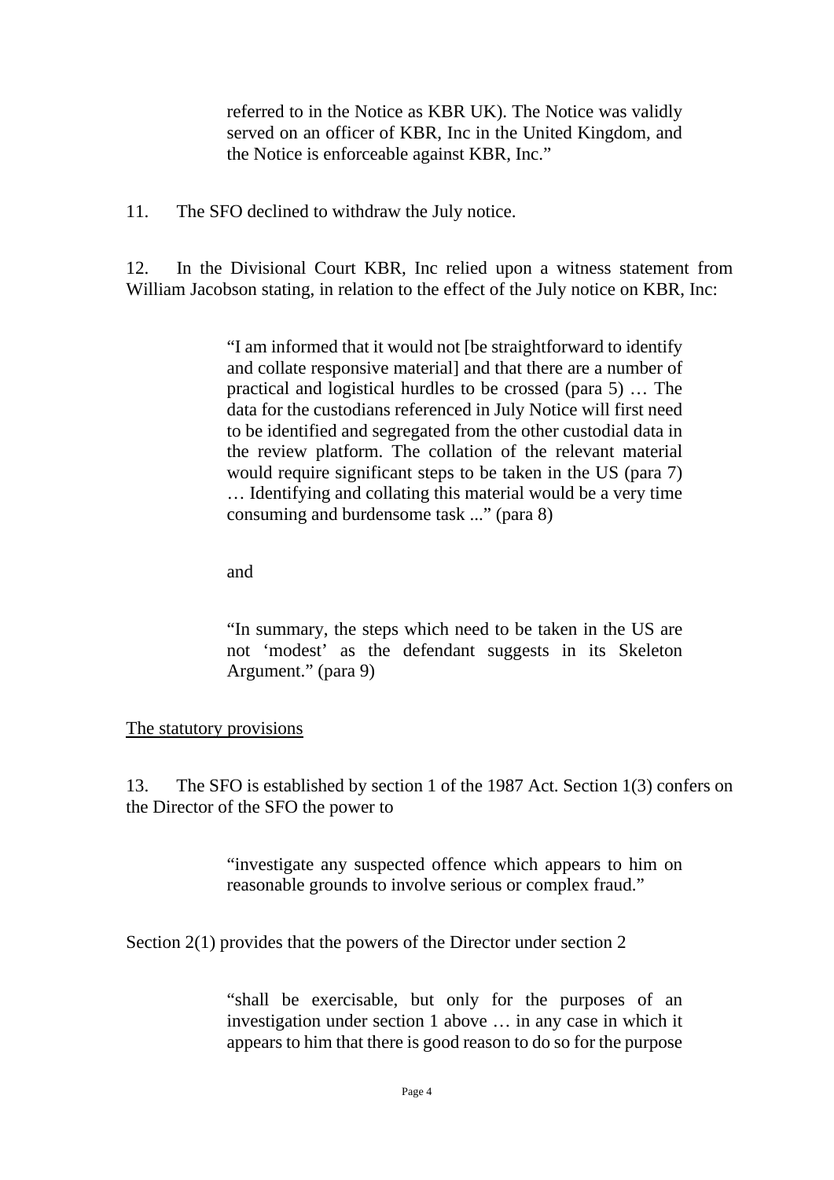> referred to in the Notice as KBR UK). The Notice was validly served on an officer of KBR, Inc in the United Kingdom, and the Notice is enforceable against KBR, Inc."

11. The SFO declined to withdraw the July notice.

12. In the Divisional Court KBR, Inc relied upon a witness statement from William Jacobson stating, in relation to the effect of the July notice on KBR, Inc:

> "I am informed that it would not [be straightforward to identify and collate responsive material] and that there are a number of practical and logistical hurdles to be crossed (para 5) … The data for the custodians referenced in July Notice will first need to be identified and segregated from the other custodial data in the review platform. The collation of the relevant material would require significant steps to be taken in the US (para 7) … Identifying and collating this material would be a very time consuming and burdensome task ..." (para 8)
>
> and
>
> "In summary, the steps which need to be taken in the US are not 'modest' as the defendant suggests in its Skeleton Argument." (para 9)

<u>The statutory provisions</u>

13. The SFO is established by section 1 of the 1987 Act. Section 1(3) confers on the Director of the SFO the power to

> "investigate any suspected offence which appears to him on reasonable grounds to involve serious or complex fraud."

Section 2(1) provides that the powers of the Director under section 2

> "shall be exercisable, but only for the purposes of an investigation under section 1 above … in any case in which it appears to him that there is good reason to do so for the purpose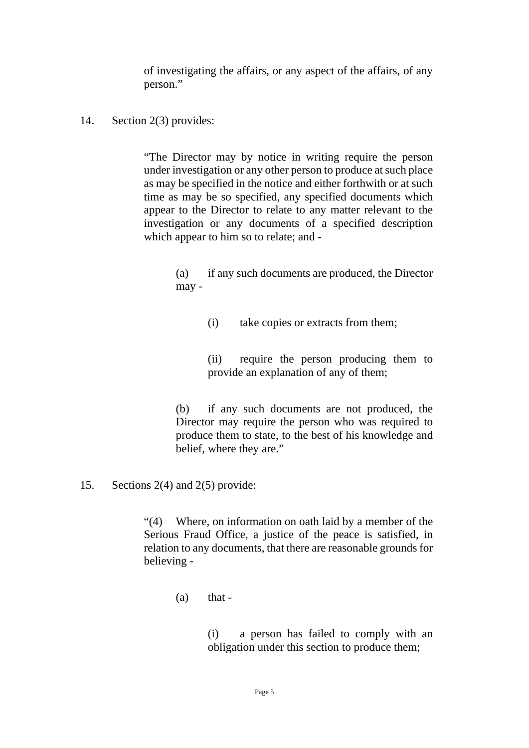of investigating the affairs, or any aspect of the affairs, of any person."

14. Section 2(3) provides:

> "The Director may by notice in writing require the person under investigation or any other person to produce at such place as may be specified in the notice and either forthwith or at such time as may be so specified, any specified documents which appear to the Director to relate to any matter relevant to the investigation or any documents of a specified description which appear to him so to relate; and -
>
> > (a) if any such documents are produced, the Director may -
> >
> > > (i) take copies or extracts from them;
> > >
> > > (ii) require the person producing them to provide an explanation of any of them;
> >
> > (b) if any such documents are not produced, the Director may require the person who was required to produce them to state, to the best of his knowledge and belief, where they are."

15. Sections 2(4) and 2(5) provide:

> "(4) Where, on information on oath laid by a member of the Serious Fraud Office, a justice of the peace is satisfied, in relation to any documents, that there are reasonable grounds for believing -
>
> > (a) that -
> >
> > > (i) a person has failed to comply with an obligation under this section to produce them;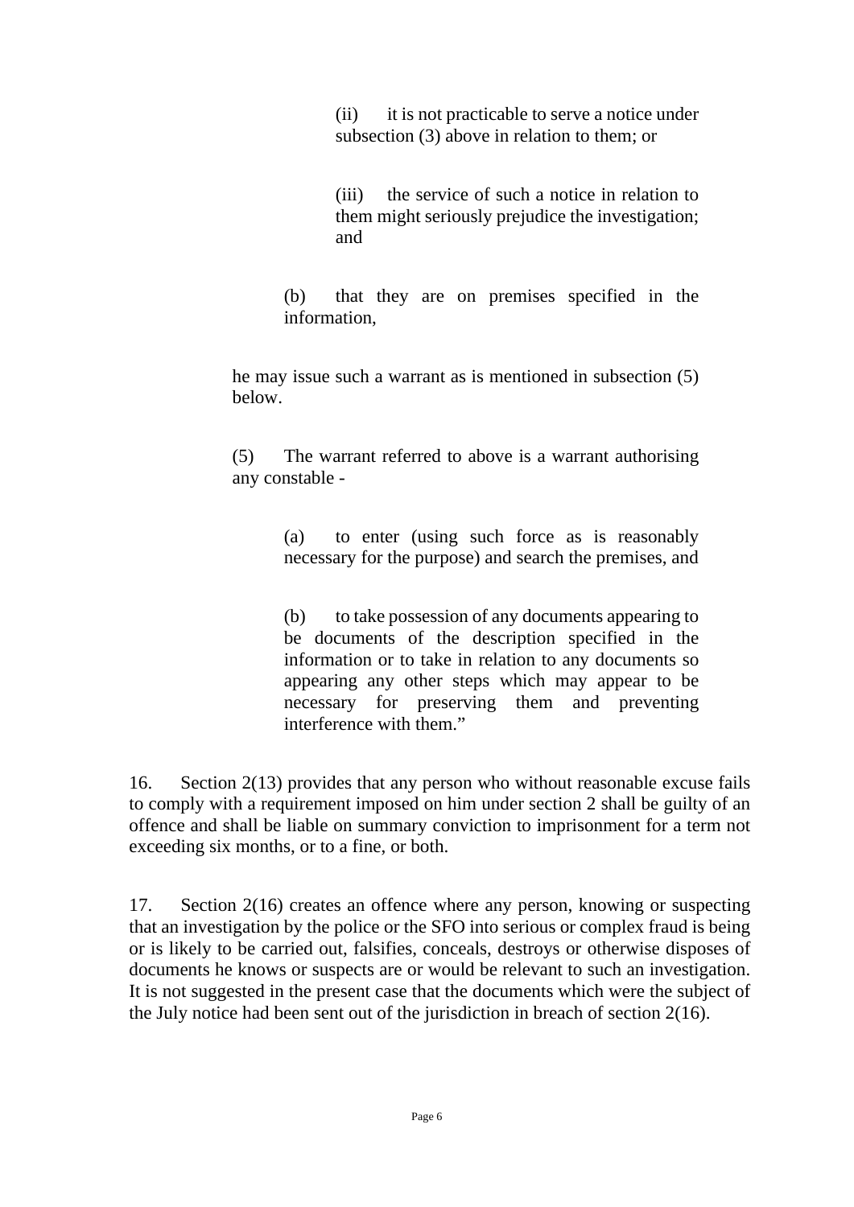> (ii) it is not practicable to serve a notice under subsection (3) above in relation to them; or
>
> (iii) the service of such a notice in relation to them might seriously prejudice the investigation; and
>
> (b) that they are on premises specified in the information,
>
> he may issue such a warrant as is mentioned in subsection (5) below.
>
> (5) The warrant referred to above is a warrant authorising any constable -
>
> (a) to enter (using such force as is reasonably necessary for the purpose) and search the premises, and
>
> (b) to take possession of any documents appearing to be documents of the description specified in the information or to take in relation to any documents so appearing any other steps which may appear to be necessary for preserving them and preventing interference with them."

16. Section 2(13) provides that any person who without reasonable excuse fails to comply with a requirement imposed on him under section 2 shall be guilty of an offence and shall be liable on summary conviction to imprisonment for a term not exceeding six months, or to a fine, or both.

17. Section 2(16) creates an offence where any person, knowing or suspecting that an investigation by the police or the SFO into serious or complex fraud is being or is likely to be carried out, falsifies, conceals, destroys or otherwise disposes of documents he knows or suspects are or would be relevant to such an investigation. It is not suggested in the present case that the documents which were the subject of the July notice had been sent out of the jurisdiction in breach of section 2(16).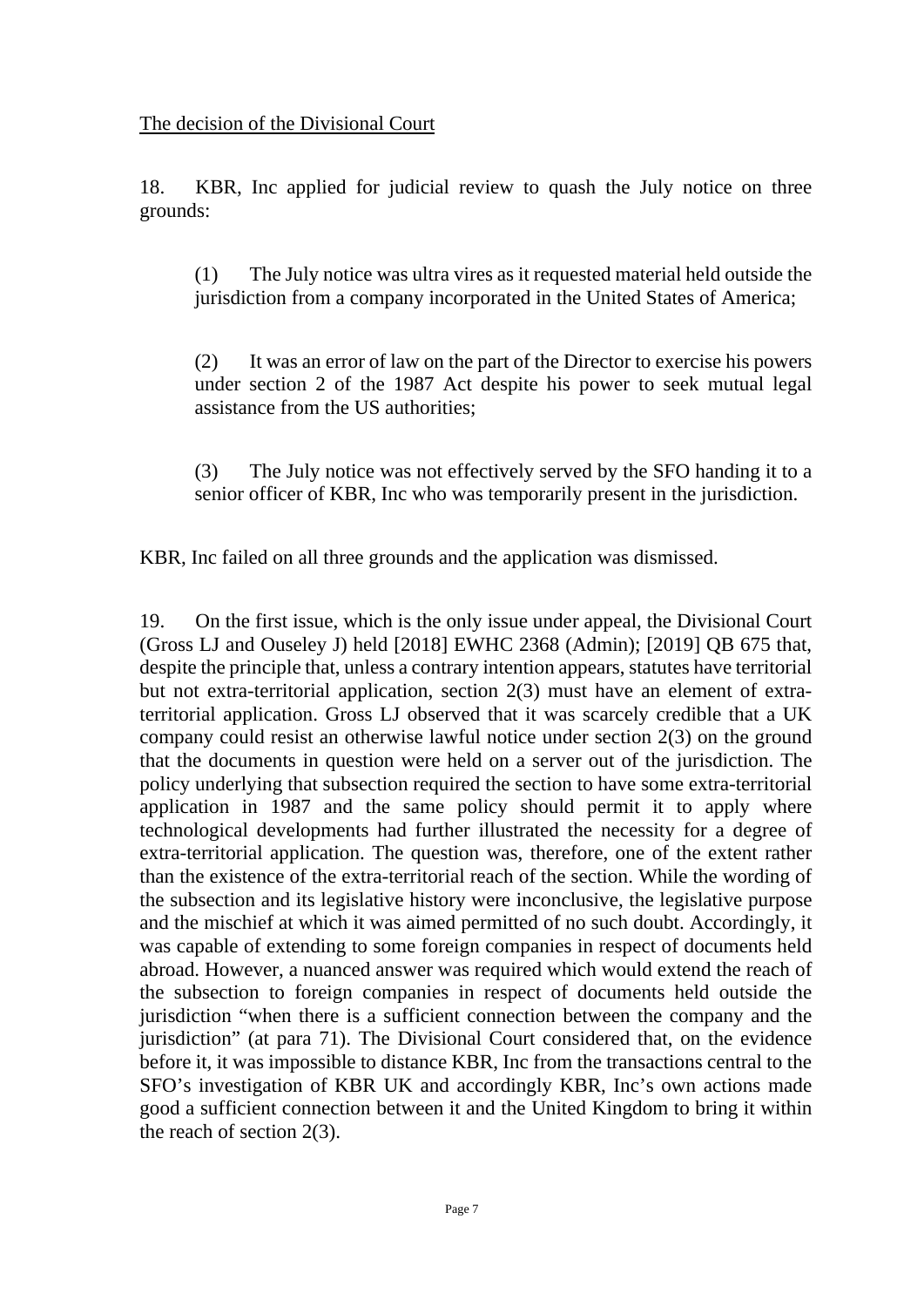The decision of the Divisional Court

18. KBR, Inc applied for judicial review to quash the July notice on three grounds:

(1) The July notice was ultra vires as it requested material held outside the jurisdiction from a company incorporated in the United States of America;

(2) It was an error of law on the part of the Director to exercise his powers under section 2 of the 1987 Act despite his power to seek mutual legal assistance from the US authorities;

(3) The July notice was not effectively served by the SFO handing it to a senior officer of KBR, Inc who was temporarily present in the jurisdiction.

KBR, Inc failed on all three grounds and the application was dismissed.

19. On the first issue, which is the only issue under appeal, the Divisional Court (Gross LJ and Ouseley J) held [2018] EWHC 2368 (Admin); [2019] QB 675 that, despite the principle that, unless a contrary intention appears, statutes have territorial but not extra-territorial application, section 2(3) must have an element of extra-territorial application. Gross LJ observed that it was scarcely credible that a UK company could resist an otherwise lawful notice under section 2(3) on the ground that the documents in question were held on a server out of the jurisdiction. The policy underlying that subsection required the section to have some extra-territorial application in 1987 and the same policy should permit it to apply where technological developments had further illustrated the necessity for a degree of extra-territorial application. The question was, therefore, one of the extent rather than the existence of the extra-territorial reach of the section. While the wording of the subsection and its legislative history were inconclusive, the legislative purpose and the mischief at which it was aimed permitted of no such doubt. Accordingly, it was capable of extending to some foreign companies in respect of documents held abroad. However, a nuanced answer was required which would extend the reach of the subsection to foreign companies in respect of documents held outside the jurisdiction "when there is a sufficient connection between the company and the jurisdiction" (at para 71). The Divisional Court considered that, on the evidence before it, it was impossible to distance KBR, Inc from the transactions central to the SFO's investigation of KBR UK and accordingly KBR, Inc's own actions made good a sufficient connection between it and the United Kingdom to bring it within the reach of section 2(3).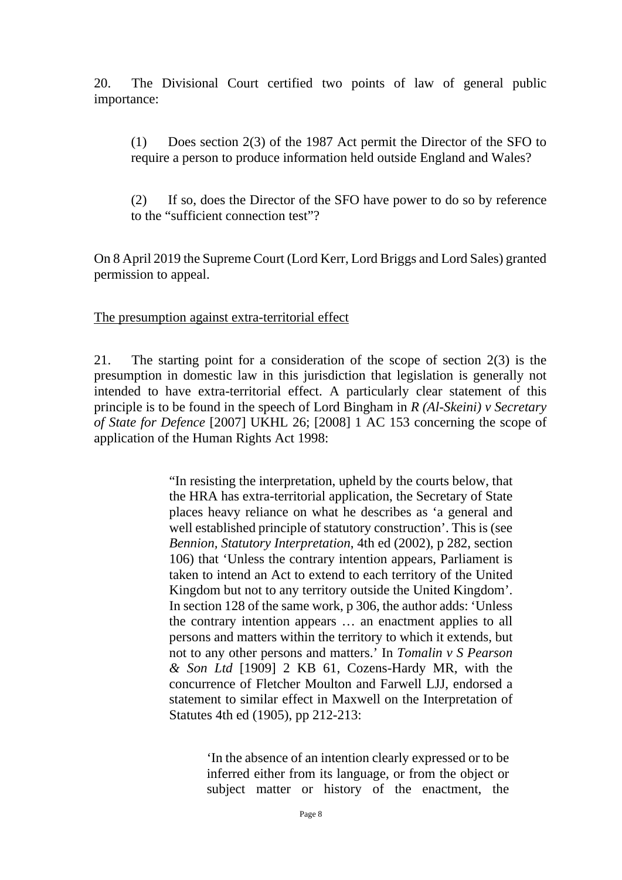20. The Divisional Court certified two points of law of general public importance:

> (1) Does section 2(3) of the 1987 Act permit the Director of the SFO to require a person to produce information held outside England and Wales?
>
> (2) If so, does the Director of the SFO have power to do so by reference to the "sufficient connection test"?

On 8 April 2019 the Supreme Court (Lord Kerr, Lord Briggs and Lord Sales) granted permission to appeal.

The presumption against extra-territorial effect

21. The starting point for a consideration of the scope of section 2(3) is the presumption in domestic law in this jurisdiction that legislation is generally not intended to have extra-territorial effect. A particularly clear statement of this principle is to be found in the speech of Lord Bingham in *R (Al-Skeini) v Secretary of State for Defence* [2007] UKHL 26; [2008] 1 AC 153 concerning the scope of application of the Human Rights Act 1998:

> "In resisting the interpretation, upheld by the courts below, that the HRA has extra-territorial application, the Secretary of State places heavy reliance on what he describes as 'a general and well established principle of statutory construction'. This is (see *Bennion, Statutory Interpretation*, 4th ed (2002), p 282, section 106) that 'Unless the contrary intention appears, Parliament is taken to intend an Act to extend to each territory of the United Kingdom but not to any territory outside the United Kingdom'. In section 128 of the same work, p 306, the author adds: 'Unless the contrary intention appears … an enactment applies to all persons and matters within the territory to which it extends, but not to any other persons and matters.' In *Tomalin v S Pearson & Son Ltd* [1909] 2 KB 61, Cozens-Hardy MR, with the concurrence of Fletcher Moulton and Farwell LJJ, endorsed a statement to similar effect in Maxwell on the Interpretation of Statutes 4th ed (1905), pp 212-213:
>
> > 'In the absence of an intention clearly expressed or to be inferred either from its language, or from the object or subject matter or history of the enactment, the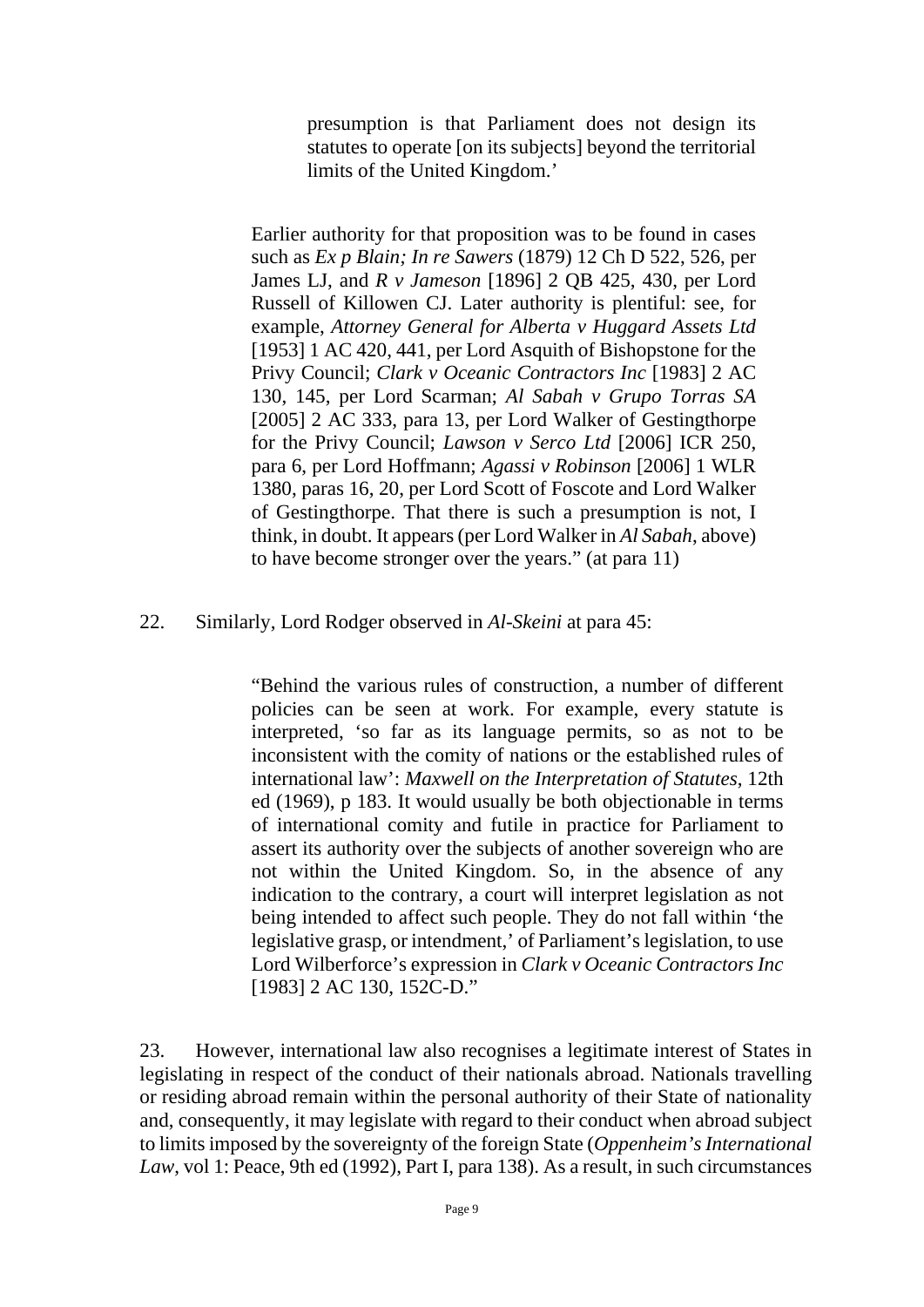> presumption is that Parliament does not design its statutes to operate [on its subjects] beyond the territorial limits of the United Kingdom.'
>
> Earlier authority for that proposition was to be found in cases such as *Ex p Blain; In re Sawers* (1879) 12 Ch D 522, 526, per James LJ, and *R v Jameson* [1896] 2 QB 425, 430, per Lord Russell of Killowen CJ. Later authority is plentiful: see, for example, *Attorney General for Alberta v Huggard Assets Ltd* [1953] 1 AC 420, 441, per Lord Asquith of Bishopstone for the Privy Council; *Clark v Oceanic Contractors Inc* [1983] 2 AC 130, 145, per Lord Scarman; *Al Sabah v Grupo Torras SA* [2005] 2 AC 333, para 13, per Lord Walker of Gestingthorpe for the Privy Council; *Lawson v Serco Ltd* [2006] ICR 250, para 6, per Lord Hoffmann; *Agassi v Robinson* [2006] 1 WLR 1380, paras 16, 20, per Lord Scott of Foscote and Lord Walker of Gestingthorpe. That there is such a presumption is not, I think, in doubt. It appears (per Lord Walker in *Al Sabah*, above) to have become stronger over the years." (at para 11)

22. Similarly, Lord Rodger observed in *Al-Skeini* at para 45:

> "Behind the various rules of construction, a number of different policies can be seen at work. For example, every statute is interpreted, 'so far as its language permits, so as not to be inconsistent with the comity of nations or the established rules of international law': *Maxwell on the Interpretation of Statutes*, 12th ed (1969), p 183. It would usually be both objectionable in terms of international comity and futile in practice for Parliament to assert its authority over the subjects of another sovereign who are not within the United Kingdom. So, in the absence of any indication to the contrary, a court will interpret legislation as not being intended to affect such people. They do not fall within 'the legislative grasp, or intendment,' of Parliament's legislation, to use Lord Wilberforce's expression in *Clark v Oceanic Contractors Inc* [1983] 2 AC 130, 152C-D."

23. However, international law also recognises a legitimate interest of States in legislating in respect of the conduct of their nationals abroad. Nationals travelling or residing abroad remain within the personal authority of their State of nationality and, consequently, it may legislate with regard to their conduct when abroad subject to limits imposed by the sovereignty of the foreign State (*Oppenheim's International Law*, vol 1: Peace, 9th ed (1992), Part I, para 138). As a result, in such circumstances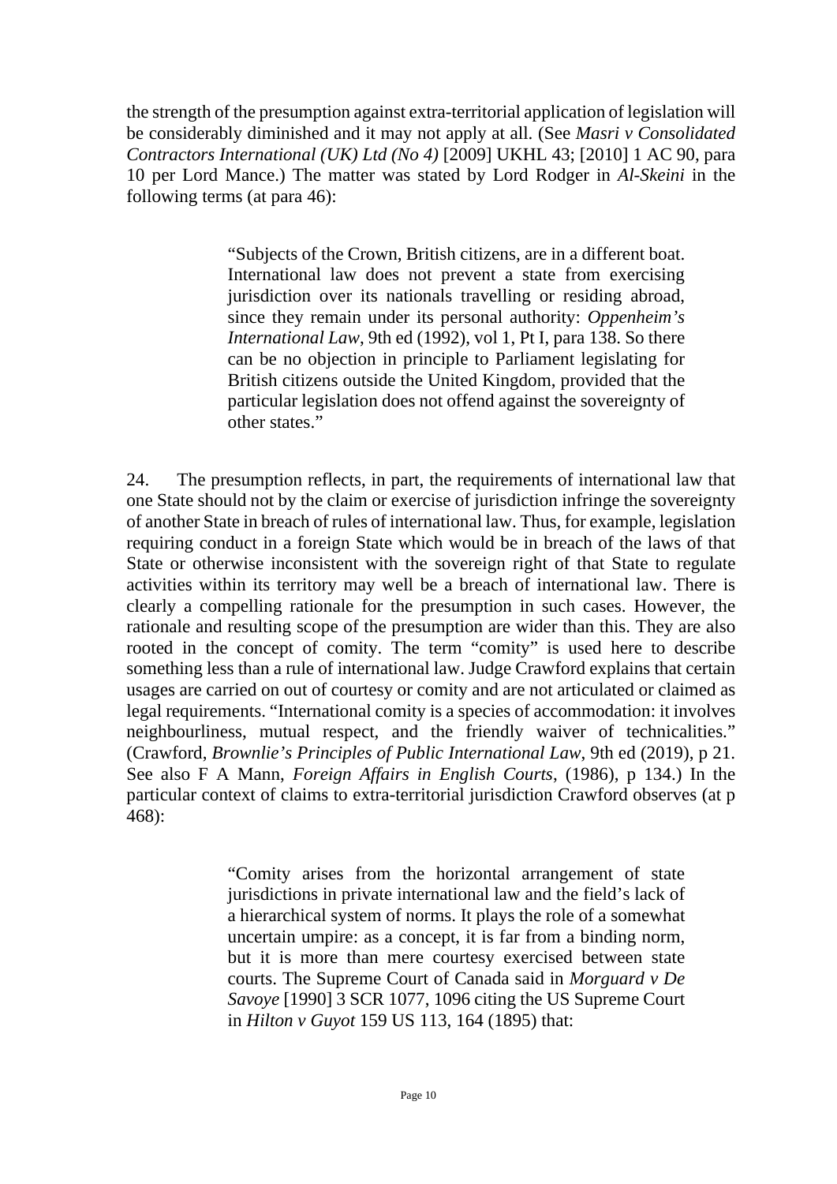the strength of the presumption against extra-territorial application of legislation will be considerably diminished and it may not apply at all. (See *Masri v Consolidated Contractors International (UK) Ltd (No 4)* [2009] UKHL 43; [2010] 1 AC 90, para 10 per Lord Mance.) The matter was stated by Lord Rodger in *Al-Skeini* in the following terms (at para 46):

> "Subjects of the Crown, British citizens, are in a different boat. International law does not prevent a state from exercising jurisdiction over its nationals travelling or residing abroad, since they remain under its personal authority: *Oppenheim's International Law*, 9th ed (1992), vol 1, Pt I, para 138. So there can be no objection in principle to Parliament legislating for British citizens outside the United Kingdom, provided that the particular legislation does not offend against the sovereignty of other states."

24. The presumption reflects, in part, the requirements of international law that one State should not by the claim or exercise of jurisdiction infringe the sovereignty of another State in breach of rules of international law. Thus, for example, legislation requiring conduct in a foreign State which would be in breach of the laws of that State or otherwise inconsistent with the sovereign right of that State to regulate activities within its territory may well be a breach of international law. There is clearly a compelling rationale for the presumption in such cases. However, the rationale and resulting scope of the presumption are wider than this. They are also rooted in the concept of comity. The term "comity" is used here to describe something less than a rule of international law. Judge Crawford explains that certain usages are carried on out of courtesy or comity and are not articulated or claimed as legal requirements. "International comity is a species of accommodation: it involves neighbourliness, mutual respect, and the friendly waiver of technicalities." (Crawford, *Brownlie's Principles of Public International Law*, 9th ed (2019), p 21. See also F A Mann, *Foreign Affairs in English Courts*, (1986), p 134.) In the particular context of claims to extra-territorial jurisdiction Crawford observes (at p 468):

> "Comity arises from the horizontal arrangement of state jurisdictions in private international law and the field's lack of a hierarchical system of norms. It plays the role of a somewhat uncertain umpire: as a concept, it is far from a binding norm, but it is more than mere courtesy exercised between state courts. The Supreme Court of Canada said in *Morguard v De Savoye* [1990] 3 SCR 1077, 1096 citing the US Supreme Court in *Hilton v Guyot* 159 US 113, 164 (1895) that: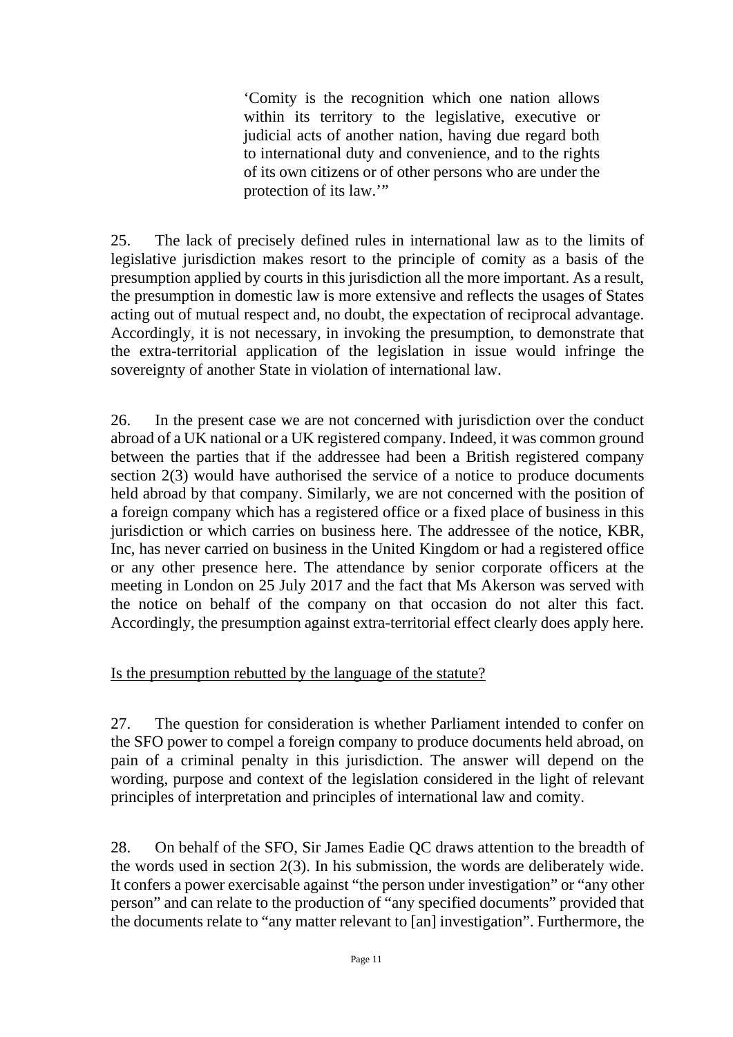> 'Comity is the recognition which one nation allows within its territory to the legislative, executive or judicial acts of another nation, having due regard both to international duty and convenience, and to the rights of its own citizens or of other persons who are under the protection of its law.'"

25. The lack of precisely defined rules in international law as to the limits of legislative jurisdiction makes resort to the principle of comity as a basis of the presumption applied by courts in this jurisdiction all the more important. As a result, the presumption in domestic law is more extensive and reflects the usages of States acting out of mutual respect and, no doubt, the expectation of reciprocal advantage. Accordingly, it is not necessary, in invoking the presumption, to demonstrate that the extra-territorial application of the legislation in issue would infringe the sovereignty of another State in violation of international law.

26. In the present case we are not concerned with jurisdiction over the conduct abroad of a UK national or a UK registered company. Indeed, it was common ground between the parties that if the addressee had been a British registered company section 2(3) would have authorised the service of a notice to produce documents held abroad by that company. Similarly, we are not concerned with the position of a foreign company which has a registered office or a fixed place of business in this jurisdiction or which carries on business here. The addressee of the notice, KBR, Inc, has never carried on business in the United Kingdom or had a registered office or any other presence here. The attendance by senior corporate officers at the meeting in London on 25 July 2017 and the fact that Ms Akerson was served with the notice on behalf of the company on that occasion do not alter this fact. Accordingly, the presumption against extra-territorial effect clearly does apply here.

Is the presumption rebutted by the language of the statute?

27. The question for consideration is whether Parliament intended to confer on the SFO power to compel a foreign company to produce documents held abroad, on pain of a criminal penalty in this jurisdiction. The answer will depend on the wording, purpose and context of the legislation considered in the light of relevant principles of interpretation and principles of international law and comity.

28. On behalf of the SFO, Sir James Eadie QC draws attention to the breadth of the words used in section 2(3). In his submission, the words are deliberately wide. It confers a power exercisable against "the person under investigation" or "any other person" and can relate to the production of "any specified documents" provided that the documents relate to "any matter relevant to [an] investigation". Furthermore, the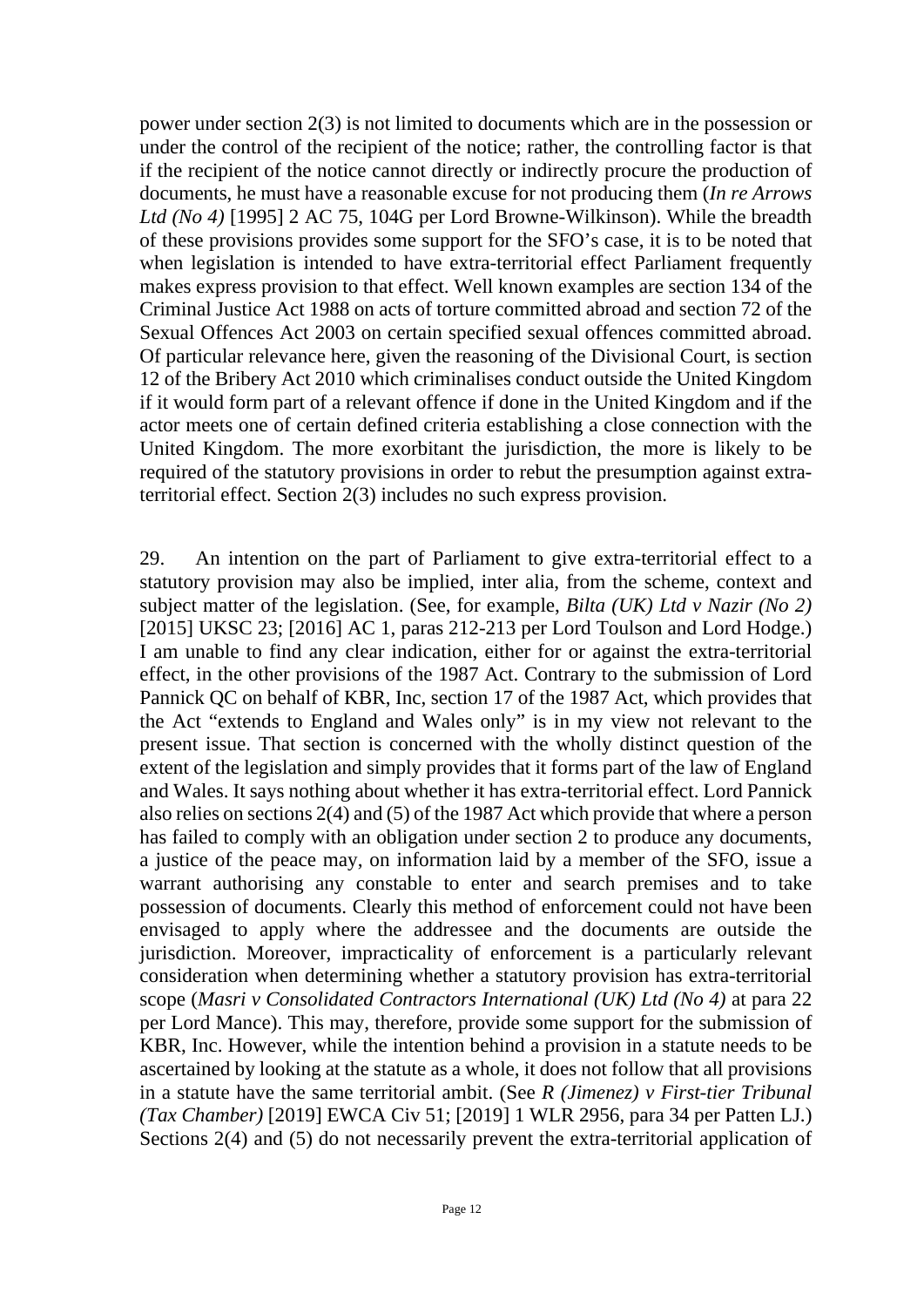power under section 2(3) is not limited to documents which are in the possession or under the control of the recipient of the notice; rather, the controlling factor is that if the recipient of the notice cannot directly or indirectly procure the production of documents, he must have a reasonable excuse for not producing them (*In re Arrows Ltd (No 4)* [1995] 2 AC 75, 104G per Lord Browne-Wilkinson). While the breadth of these provisions provides some support for the SFO's case, it is to be noted that when legislation is intended to have extra-territorial effect Parliament frequently makes express provision to that effect. Well known examples are section 134 of the Criminal Justice Act 1988 on acts of torture committed abroad and section 72 of the Sexual Offences Act 2003 on certain specified sexual offences committed abroad. Of particular relevance here, given the reasoning of the Divisional Court, is section 12 of the Bribery Act 2010 which criminalises conduct outside the United Kingdom if it would form part of a relevant offence if done in the United Kingdom and if the actor meets one of certain defined criteria establishing a close connection with the United Kingdom. The more exorbitant the jurisdiction, the more is likely to be required of the statutory provisions in order to rebut the presumption against extra-territorial effect. Section 2(3) includes no such express provision.

29. An intention on the part of Parliament to give extra-territorial effect to a statutory provision may also be implied, inter alia, from the scheme, context and subject matter of the legislation. (See, for example, *Bilta (UK) Ltd v Nazir (No 2)* [2015] UKSC 23; [2016] AC 1, paras 212-213 per Lord Toulson and Lord Hodge.) I am unable to find any clear indication, either for or against the extra-territorial effect, in the other provisions of the 1987 Act. Contrary to the submission of Lord Pannick QC on behalf of KBR, Inc, section 17 of the 1987 Act, which provides that the Act "extends to England and Wales only" is in my view not relevant to the present issue. That section is concerned with the wholly distinct question of the extent of the legislation and simply provides that it forms part of the law of England and Wales. It says nothing about whether it has extra-territorial effect. Lord Pannick also relies on sections 2(4) and (5) of the 1987 Act which provide that where a person has failed to comply with an obligation under section 2 to produce any documents, a justice of the peace may, on information laid by a member of the SFO, issue a warrant authorising any constable to enter and search premises and to take possession of documents. Clearly this method of enforcement could not have been envisaged to apply where the addressee and the documents are outside the jurisdiction. Moreover, impracticality of enforcement is a particularly relevant consideration when determining whether a statutory provision has extra-territorial scope (*Masri v Consolidated Contractors International (UK) Ltd (No 4)* at para 22 per Lord Mance). This may, therefore, provide some support for the submission of KBR, Inc. However, while the intention behind a provision in a statute needs to be ascertained by looking at the statute as a whole, it does not follow that all provisions in a statute have the same territorial ambit. (See *R (Jimenez) v First-tier Tribunal (Tax Chamber)* [2019] EWCA Civ 51; [2019] 1 WLR 2956, para 34 per Patten LJ.) Sections 2(4) and (5) do not necessarily prevent the extra-territorial application of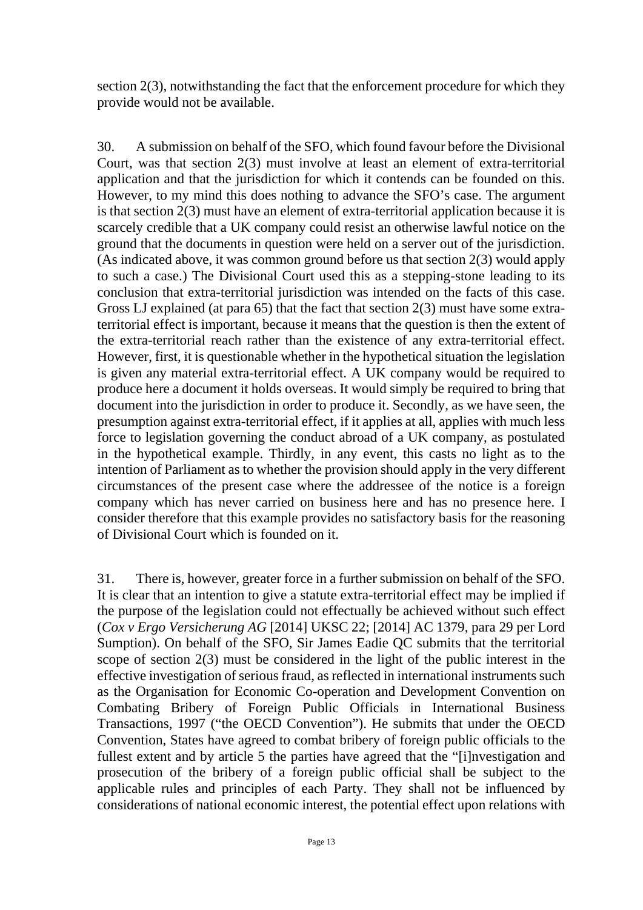section 2(3), notwithstanding the fact that the enforcement procedure for which they provide would not be available.

30. A submission on behalf of the SFO, which found favour before the Divisional Court, was that section 2(3) must involve at least an element of extra-territorial application and that the jurisdiction for which it contends can be founded on this. However, to my mind this does nothing to advance the SFO's case. The argument is that section 2(3) must have an element of extra-territorial application because it is scarcely credible that a UK company could resist an otherwise lawful notice on the ground that the documents in question were held on a server out of the jurisdiction. (As indicated above, it was common ground before us that section 2(3) would apply to such a case.) The Divisional Court used this as a stepping-stone leading to its conclusion that extra-territorial jurisdiction was intended on the facts of this case. Gross LJ explained (at para 65) that the fact that section 2(3) must have some extra-territorial effect is important, because it means that the question is then the extent of the extra-territorial reach rather than the existence of any extra-territorial effect. However, first, it is questionable whether in the hypothetical situation the legislation is given any material extra-territorial effect. A UK company would be required to produce here a document it holds overseas. It would simply be required to bring that document into the jurisdiction in order to produce it. Secondly, as we have seen, the presumption against extra-territorial effect, if it applies at all, applies with much less force to legislation governing the conduct abroad of a UK company, as postulated in the hypothetical example. Thirdly, in any event, this casts no light as to the intention of Parliament as to whether the provision should apply in the very different circumstances of the present case where the addressee of the notice is a foreign company which has never carried on business here and has no presence here. I consider therefore that this example provides no satisfactory basis for the reasoning of Divisional Court which is founded on it.

31. There is, however, greater force in a further submission on behalf of the SFO. It is clear that an intention to give a statute extra-territorial effect may be implied if the purpose of the legislation could not effectually be achieved without such effect (*Cox v Ergo Versicherung AG* [2014] UKSC 22; [2014] AC 1379, para 29 per Lord Sumption). On behalf of the SFO, Sir James Eadie QC submits that the territorial scope of section 2(3) must be considered in the light of the public interest in the effective investigation of serious fraud, as reflected in international instruments such as the Organisation for Economic Co-operation and Development Convention on Combating Bribery of Foreign Public Officials in International Business Transactions, 1997 ("the OECD Convention"). He submits that under the OECD Convention, States have agreed to combat bribery of foreign public officials to the fullest extent and by article 5 the parties have agreed that the "[i]nvestigation and prosecution of the bribery of a foreign public official shall be subject to the applicable rules and principles of each Party. They shall not be influenced by considerations of national economic interest, the potential effect upon relations with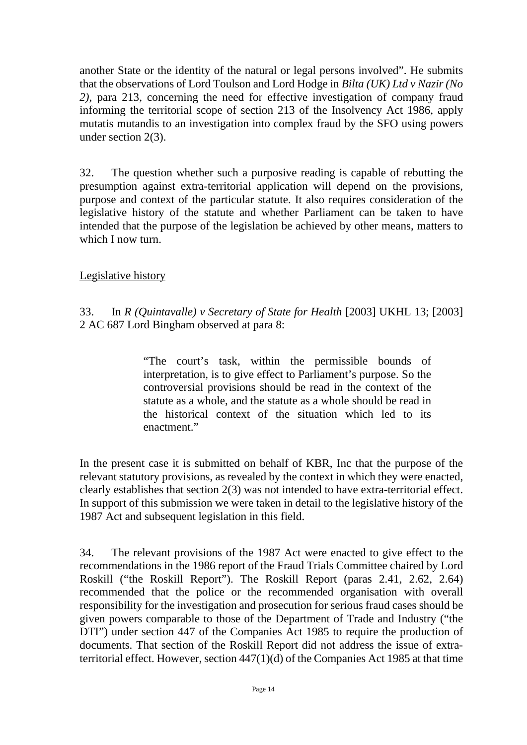another State or the identity of the natural or legal persons involved". He submits that the observations of Lord Toulson and Lord Hodge in *Bilta (UK) Ltd v Nazir (No 2)*, para 213, concerning the need for effective investigation of company fraud informing the territorial scope of section 213 of the Insolvency Act 1986, apply mutatis mutandis to an investigation into complex fraud by the SFO using powers under section 2(3).

32. The question whether such a purposive reading is capable of rebutting the presumption against extra-territorial application will depend on the provisions, purpose and context of the particular statute. It also requires consideration of the legislative history of the statute and whether Parliament can be taken to have intended that the purpose of the legislation be achieved by other means, matters to which I now turn.

<u>Legislative history</u>

33. In *R (Quintavalle) v Secretary of State for Health* [2003] UKHL 13; [2003] 2 AC 687 Lord Bingham observed at para 8:

> "The court's task, within the permissible bounds of interpretation, is to give effect to Parliament's purpose. So the controversial provisions should be read in the context of the statute as a whole, and the statute as a whole should be read in the historical context of the situation which led to its enactment."

In the present case it is submitted on behalf of KBR, Inc that the purpose of the relevant statutory provisions, as revealed by the context in which they were enacted, clearly establishes that section 2(3) was not intended to have extra-territorial effect. In support of this submission we were taken in detail to the legislative history of the 1987 Act and subsequent legislation in this field.

34. The relevant provisions of the 1987 Act were enacted to give effect to the recommendations in the 1986 report of the Fraud Trials Committee chaired by Lord Roskill ("the Roskill Report"). The Roskill Report (paras 2.41, 2.62, 2.64) recommended that the police or the recommended organisation with overall responsibility for the investigation and prosecution for serious fraud cases should be given powers comparable to those of the Department of Trade and Industry ("the DTI") under section 447 of the Companies Act 1985 to require the production of documents. That section of the Roskill Report did not address the issue of extra-territorial effect. However, section 447(1)(d) of the Companies Act 1985 at that time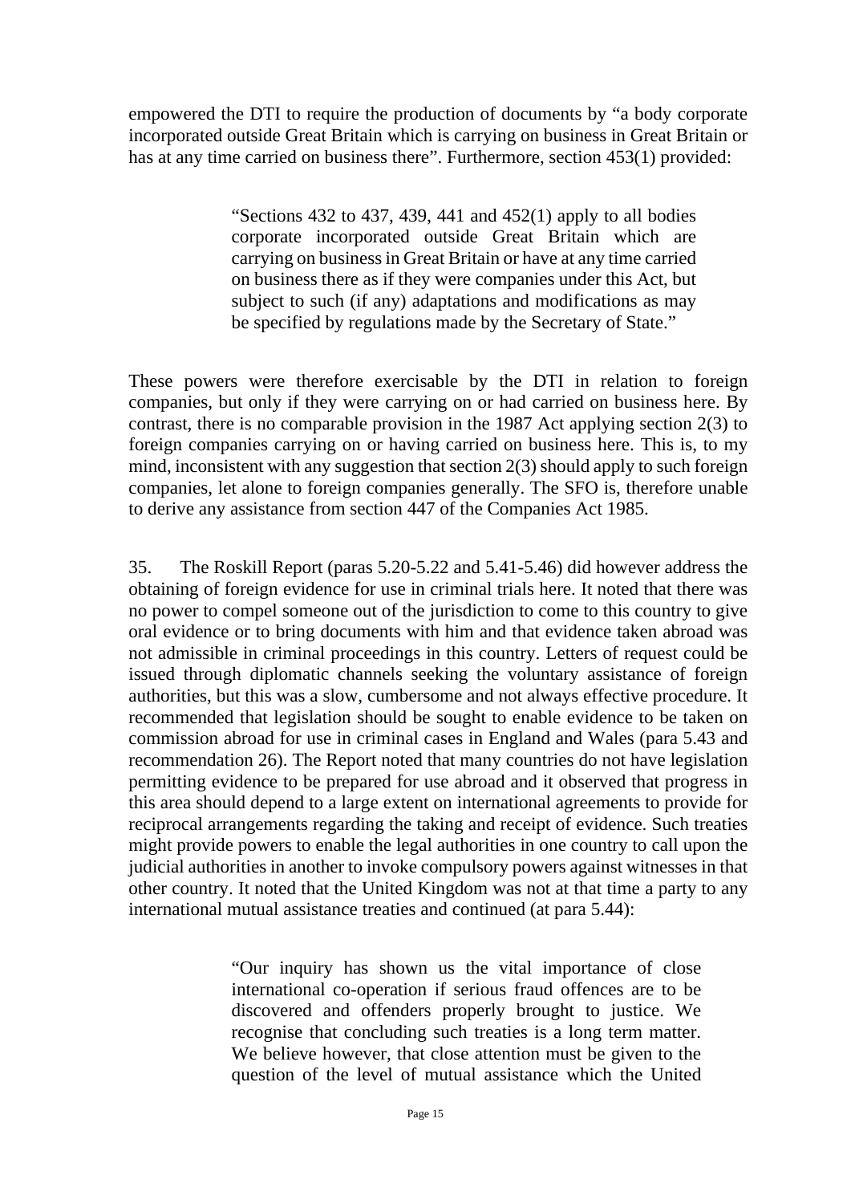empowered the DTI to require the production of documents by "a body corporate incorporated outside Great Britain which is carrying on business in Great Britain or has at any time carried on business there". Furthermore, section 453(1) provided:

> "Sections 432 to 437, 439, 441 and 452(1) apply to all bodies corporate incorporated outside Great Britain which are carrying on business in Great Britain or have at any time carried on business there as if they were companies under this Act, but subject to such (if any) adaptations and modifications as may be specified by regulations made by the Secretary of State."

These powers were therefore exercisable by the DTI in relation to foreign companies, but only if they were carrying on or had carried on business here. By contrast, there is no comparable provision in the 1987 Act applying section 2(3) to foreign companies carrying on or having carried on business here. This is, to my mind, inconsistent with any suggestion that section 2(3) should apply to such foreign companies, let alone to foreign companies generally. The SFO is, therefore unable to derive any assistance from section 447 of the Companies Act 1985.

35. The Roskill Report (paras 5.20-5.22 and 5.41-5.46) did however address the obtaining of foreign evidence for use in criminal trials here. It noted that there was no power to compel someone out of the jurisdiction to come to this country to give oral evidence or to bring documents with him and that evidence taken abroad was not admissible in criminal proceedings in this country. Letters of request could be issued through diplomatic channels seeking the voluntary assistance of foreign authorities, but this was a slow, cumbersome and not always effective procedure. It recommended that legislation should be sought to enable evidence to be taken on commission abroad for use in criminal cases in England and Wales (para 5.43 and recommendation 26). The Report noted that many countries do not have legislation permitting evidence to be prepared for use abroad and it observed that progress in this area should depend to a large extent on international agreements to provide for reciprocal arrangements regarding the taking and receipt of evidence. Such treaties might provide powers to enable the legal authorities in one country to call upon the judicial authorities in another to invoke compulsory powers against witnesses in that other country. It noted that the United Kingdom was not at that time a party to any international mutual assistance treaties and continued (at para 5.44):

> "Our inquiry has shown us the vital importance of close international co-operation if serious fraud offences are to be discovered and offenders properly brought to justice. We recognise that concluding such treaties is a long term matter. We believe however, that close attention must be given to the question of the level of mutual assistance which the United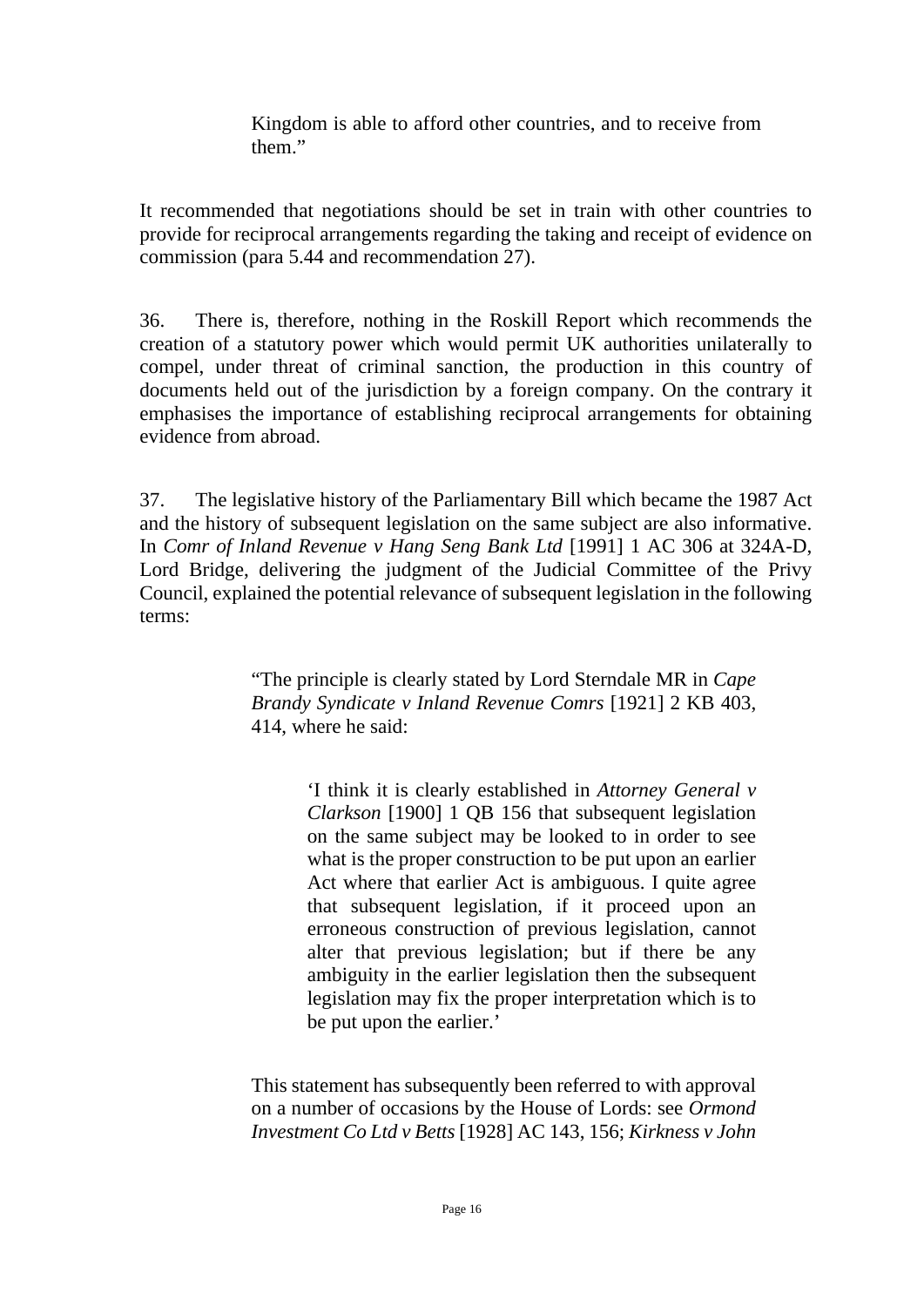> Kingdom is able to afford other countries, and to receive from them."

It recommended that negotiations should be set in train with other countries to provide for reciprocal arrangements regarding the taking and receipt of evidence on commission (para 5.44 and recommendation 27).

36. There is, therefore, nothing in the Roskill Report which recommends the creation of a statutory power which would permit UK authorities unilaterally to compel, under threat of criminal sanction, the production in this country of documents held out of the jurisdiction by a foreign company. On the contrary it emphasises the importance of establishing reciprocal arrangements for obtaining evidence from abroad.

37. The legislative history of the Parliamentary Bill which became the 1987 Act and the history of subsequent legislation on the same subject are also informative. In *Comr of Inland Revenue v Hang Seng Bank Ltd* [1991] 1 AC 306 at 324A-D, Lord Bridge, delivering the judgment of the Judicial Committee of the Privy Council, explained the potential relevance of subsequent legislation in the following terms:

> "The principle is clearly stated by Lord Sterndale MR in *Cape Brandy Syndicate v Inland Revenue Comrs* [1921] 2 KB 403, 414, where he said:
>
> > 'I think it is clearly established in *Attorney General v Clarkson* [1900] 1 QB 156 that subsequent legislation on the same subject may be looked to in order to see what is the proper construction to be put upon an earlier Act where that earlier Act is ambiguous. I quite agree that subsequent legislation, if it proceed upon an erroneous construction of previous legislation, cannot alter that previous legislation; but if there be any ambiguity in the earlier legislation then the subsequent legislation may fix the proper interpretation which is to be put upon the earlier.'
>
> This statement has subsequently been referred to with approval on a number of occasions by the House of Lords: see *Ormond Investment Co Ltd v Betts* [1928] AC 143, 156; *Kirkness v John*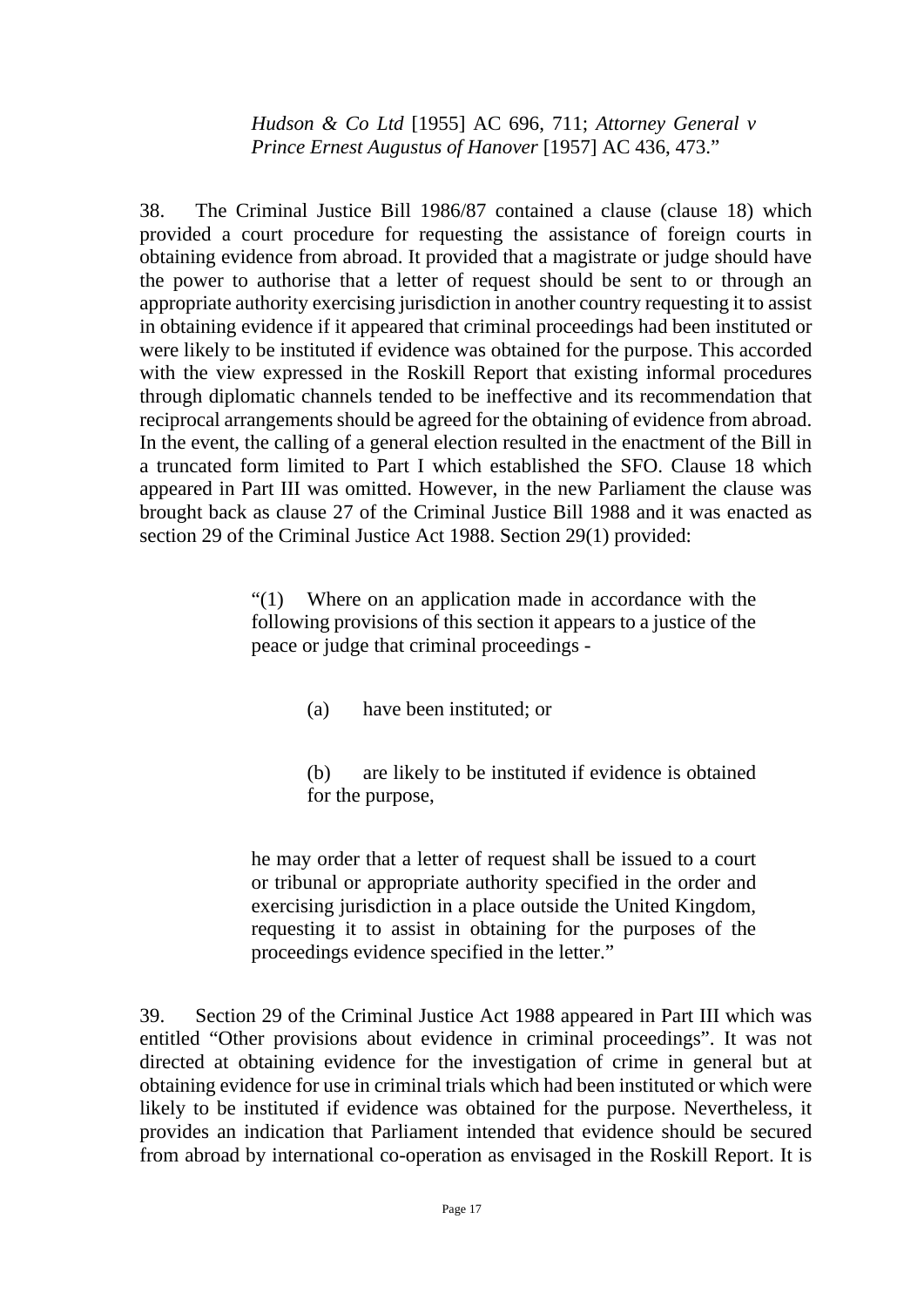> *Hudson & Co Ltd* [1955] AC 696, 711; *Attorney General v Prince Ernest Augustus of Hanover* [1957] AC 436, 473."

38. The Criminal Justice Bill 1986/87 contained a clause (clause 18) which provided a court procedure for requesting the assistance of foreign courts in obtaining evidence from abroad. It provided that a magistrate or judge should have the power to authorise that a letter of request should be sent to or through an appropriate authority exercising jurisdiction in another country requesting it to assist in obtaining evidence if it appeared that criminal proceedings had been instituted or were likely to be instituted if evidence was obtained for the purpose. This accorded with the view expressed in the Roskill Report that existing informal procedures through diplomatic channels tended to be ineffective and its recommendation that reciprocal arrangements should be agreed for the obtaining of evidence from abroad. In the event, the calling of a general election resulted in the enactment of the Bill in a truncated form limited to Part I which established the SFO. Clause 18 which appeared in Part III was omitted. However, in the new Parliament the clause was brought back as clause 27 of the Criminal Justice Bill 1988 and it was enacted as section 29 of the Criminal Justice Act 1988. Section 29(1) provided:

> "(1) Where on an application made in accordance with the following provisions of this section it appears to a justice of the peace or judge that criminal proceedings -
>
> (a) have been instituted; or
>
> (b) are likely to be instituted if evidence is obtained for the purpose,
>
> he may order that a letter of request shall be issued to a court or tribunal or appropriate authority specified in the order and exercising jurisdiction in a place outside the United Kingdom, requesting it to assist in obtaining for the purposes of the proceedings evidence specified in the letter."

39. Section 29 of the Criminal Justice Act 1988 appeared in Part III which was entitled "Other provisions about evidence in criminal proceedings". It was not directed at obtaining evidence for the investigation of crime in general but at obtaining evidence for use in criminal trials which had been instituted or which were likely to be instituted if evidence was obtained for the purpose. Nevertheless, it provides an indication that Parliament intended that evidence should be secured from abroad by international co-operation as envisaged in the Roskill Report. It is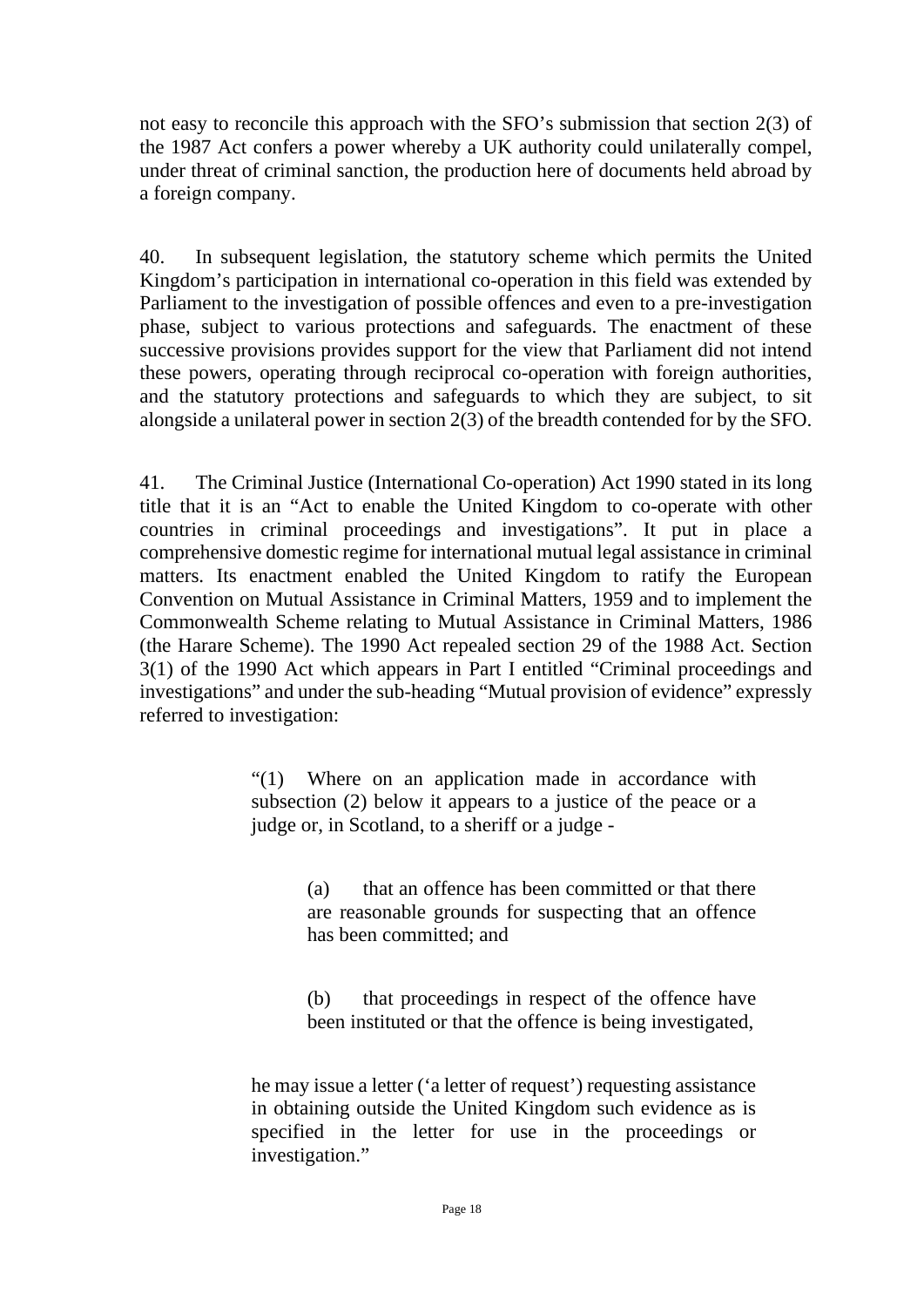not easy to reconcile this approach with the SFO's submission that section 2(3) of the 1987 Act confers a power whereby a UK authority could unilaterally compel, under threat of criminal sanction, the production here of documents held abroad by a foreign company.

40. In subsequent legislation, the statutory scheme which permits the United Kingdom's participation in international co-operation in this field was extended by Parliament to the investigation of possible offences and even to a pre-investigation phase, subject to various protections and safeguards. The enactment of these successive provisions provides support for the view that Parliament did not intend these powers, operating through reciprocal co-operation with foreign authorities, and the statutory protections and safeguards to which they are subject, to sit alongside a unilateral power in section 2(3) of the breadth contended for by the SFO.

41. The Criminal Justice (International Co-operation) Act 1990 stated in its long title that it is an "Act to enable the United Kingdom to co-operate with other countries in criminal proceedings and investigations". It put in place a comprehensive domestic regime for international mutual legal assistance in criminal matters. Its enactment enabled the United Kingdom to ratify the European Convention on Mutual Assistance in Criminal Matters, 1959 and to implement the Commonwealth Scheme relating to Mutual Assistance in Criminal Matters, 1986 (the Harare Scheme). The 1990 Act repealed section 29 of the 1988 Act. Section 3(1) of the 1990 Act which appears in Part I entitled "Criminal proceedings and investigations" and under the sub-heading "Mutual provision of evidence" expressly referred to investigation:

> "(1) Where on an application made in accordance with subsection (2) below it appears to a justice of the peace or a judge or, in Scotland, to a sheriff or a judge -
>
> > (a) that an offence has been committed or that there are reasonable grounds for suspecting that an offence has been committed; and
> >
> > (b) that proceedings in respect of the offence have been instituted or that the offence is being investigated,
>
> he may issue a letter ('a letter of request') requesting assistance in obtaining outside the United Kingdom such evidence as is specified in the letter for use in the proceedings or investigation."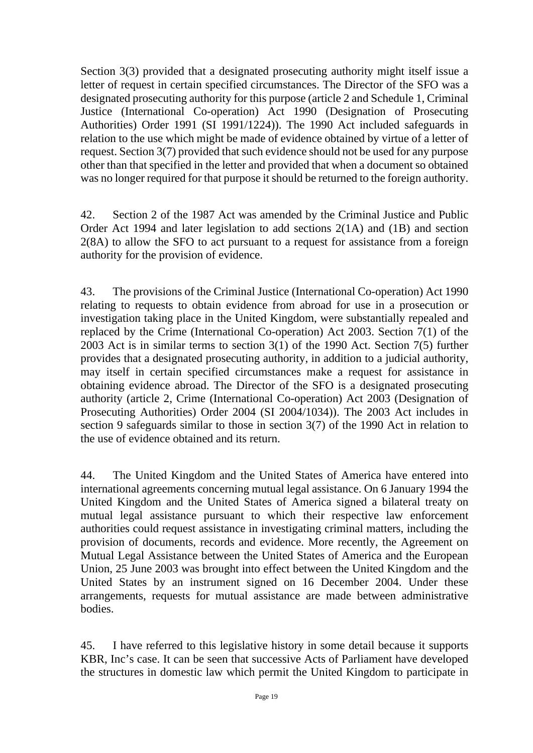Section 3(3) provided that a designated prosecuting authority might itself issue a letter of request in certain specified circumstances. The Director of the SFO was a designated prosecuting authority for this purpose (article 2 and Schedule 1, Criminal Justice (International Co-operation) Act 1990 (Designation of Prosecuting Authorities) Order 1991 (SI 1991/1224)). The 1990 Act included safeguards in relation to the use which might be made of evidence obtained by virtue of a letter of request. Section 3(7) provided that such evidence should not be used for any purpose other than that specified in the letter and provided that when a document so obtained was no longer required for that purpose it should be returned to the foreign authority.

42. Section 2 of the 1987 Act was amended by the Criminal Justice and Public Order Act 1994 and later legislation to add sections 2(1A) and (1B) and section 2(8A) to allow the SFO to act pursuant to a request for assistance from a foreign authority for the provision of evidence.

43. The provisions of the Criminal Justice (International Co-operation) Act 1990 relating to requests to obtain evidence from abroad for use in a prosecution or investigation taking place in the United Kingdom, were substantially repealed and replaced by the Crime (International Co-operation) Act 2003. Section 7(1) of the 2003 Act is in similar terms to section 3(1) of the 1990 Act. Section 7(5) further provides that a designated prosecuting authority, in addition to a judicial authority, may itself in certain specified circumstances make a request for assistance in obtaining evidence abroad. The Director of the SFO is a designated prosecuting authority (article 2, Crime (International Co-operation) Act 2003 (Designation of Prosecuting Authorities) Order 2004 (SI 2004/1034)). The 2003 Act includes in section 9 safeguards similar to those in section 3(7) of the 1990 Act in relation to the use of evidence obtained and its return.

44. The United Kingdom and the United States of America have entered into international agreements concerning mutual legal assistance. On 6 January 1994 the United Kingdom and the United States of America signed a bilateral treaty on mutual legal assistance pursuant to which their respective law enforcement authorities could request assistance in investigating criminal matters, including the provision of documents, records and evidence. More recently, the Agreement on Mutual Legal Assistance between the United States of America and the European Union, 25 June 2003 was brought into effect between the United Kingdom and the United States by an instrument signed on 16 December 2004. Under these arrangements, requests for mutual assistance are made between administrative bodies.

45. I have referred to this legislative history in some detail because it supports KBR, Inc's case. It can be seen that successive Acts of Parliament have developed the structures in domestic law which permit the United Kingdom to participate in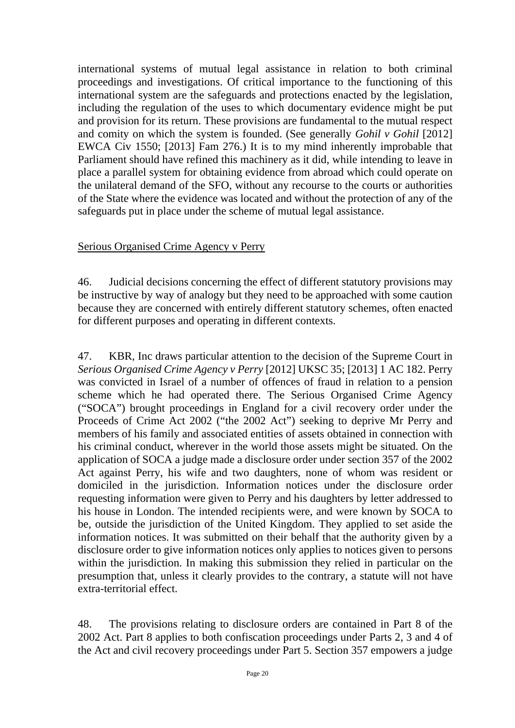international systems of mutual legal assistance in relation to both criminal proceedings and investigations. Of critical importance to the functioning of this international system are the safeguards and protections enacted by the legislation, including the regulation of the uses to which documentary evidence might be put and provision for its return. These provisions are fundamental to the mutual respect and comity on which the system is founded. (See generally *Gohil v Gohil* [2012] EWCA Civ 1550; [2013] Fam 276.) It is to my mind inherently improbable that Parliament should have refined this machinery as it did, while intending to leave in place a parallel system for obtaining evidence from abroad which could operate on the unilateral demand of the SFO, without any recourse to the courts or authorities of the State where the evidence was located and without the protection of any of the safeguards put in place under the scheme of mutual legal assistance.

<u>Serious Organised Crime Agency v Perry</u>

46. Judicial decisions concerning the effect of different statutory provisions may be instructive by way of analogy but they need to be approached with some caution because they are concerned with entirely different statutory schemes, often enacted for different purposes and operating in different contexts.

47. KBR, Inc draws particular attention to the decision of the Supreme Court in *Serious Organised Crime Agency v Perry* [2012] UKSC 35; [2013] 1 AC 182. Perry was convicted in Israel of a number of offences of fraud in relation to a pension scheme which he had operated there. The Serious Organised Crime Agency ("SOCA") brought proceedings in England for a civil recovery order under the Proceeds of Crime Act 2002 ("the 2002 Act") seeking to deprive Mr Perry and members of his family and associated entities of assets obtained in connection with his criminal conduct, wherever in the world those assets might be situated. On the application of SOCA a judge made a disclosure order under section 357 of the 2002 Act against Perry, his wife and two daughters, none of whom was resident or domiciled in the jurisdiction. Information notices under the disclosure order requesting information were given to Perry and his daughters by letter addressed to his house in London. The intended recipients were, and were known by SOCA to be, outside the jurisdiction of the United Kingdom. They applied to set aside the information notices. It was submitted on their behalf that the authority given by a disclosure order to give information notices only applies to notices given to persons within the jurisdiction. In making this submission they relied in particular on the presumption that, unless it clearly provides to the contrary, a statute will not have extra-territorial effect.

48. The provisions relating to disclosure orders are contained in Part 8 of the 2002 Act. Part 8 applies to both confiscation proceedings under Parts 2, 3 and 4 of the Act and civil recovery proceedings under Part 5. Section 357 empowers a judge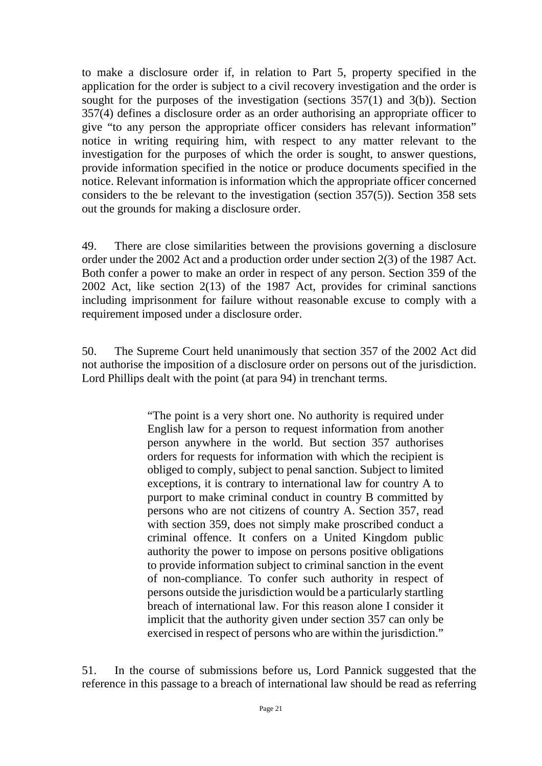to make a disclosure order if, in relation to Part 5, property specified in the application for the order is subject to a civil recovery investigation and the order is sought for the purposes of the investigation (sections 357(1) and 3(b)). Section 357(4) defines a disclosure order as an order authorising an appropriate officer to give "to any person the appropriate officer considers has relevant information" notice in writing requiring him, with respect to any matter relevant to the investigation for the purposes of which the order is sought, to answer questions, provide information specified in the notice or produce documents specified in the notice. Relevant information is information which the appropriate officer concerned considers to the be relevant to the investigation (section 357(5)). Section 358 sets out the grounds for making a disclosure order.

49. There are close similarities between the provisions governing a disclosure order under the 2002 Act and a production order under section 2(3) of the 1987 Act. Both confer a power to make an order in respect of any person. Section 359 of the 2002 Act, like section 2(13) of the 1987 Act, provides for criminal sanctions including imprisonment for failure without reasonable excuse to comply with a requirement imposed under a disclosure order.

50. The Supreme Court held unanimously that section 357 of the 2002 Act did not authorise the imposition of a disclosure order on persons out of the jurisdiction. Lord Phillips dealt with the point (at para 94) in trenchant terms.

> "The point is a very short one. No authority is required under English law for a person to request information from another person anywhere in the world. But section 357 authorises orders for requests for information with which the recipient is obliged to comply, subject to penal sanction. Subject to limited exceptions, it is contrary to international law for country A to purport to make criminal conduct in country B committed by persons who are not citizens of country A. Section 357, read with section 359, does not simply make proscribed conduct a criminal offence. It confers on a United Kingdom public authority the power to impose on persons positive obligations to provide information subject to criminal sanction in the event of non-compliance. To confer such authority in respect of persons outside the jurisdiction would be a particularly startling breach of international law. For this reason alone I consider it implicit that the authority given under section 357 can only be exercised in respect of persons who are within the jurisdiction."

51. In the course of submissions before us, Lord Pannick suggested that the reference in this passage to a breach of international law should be read as referring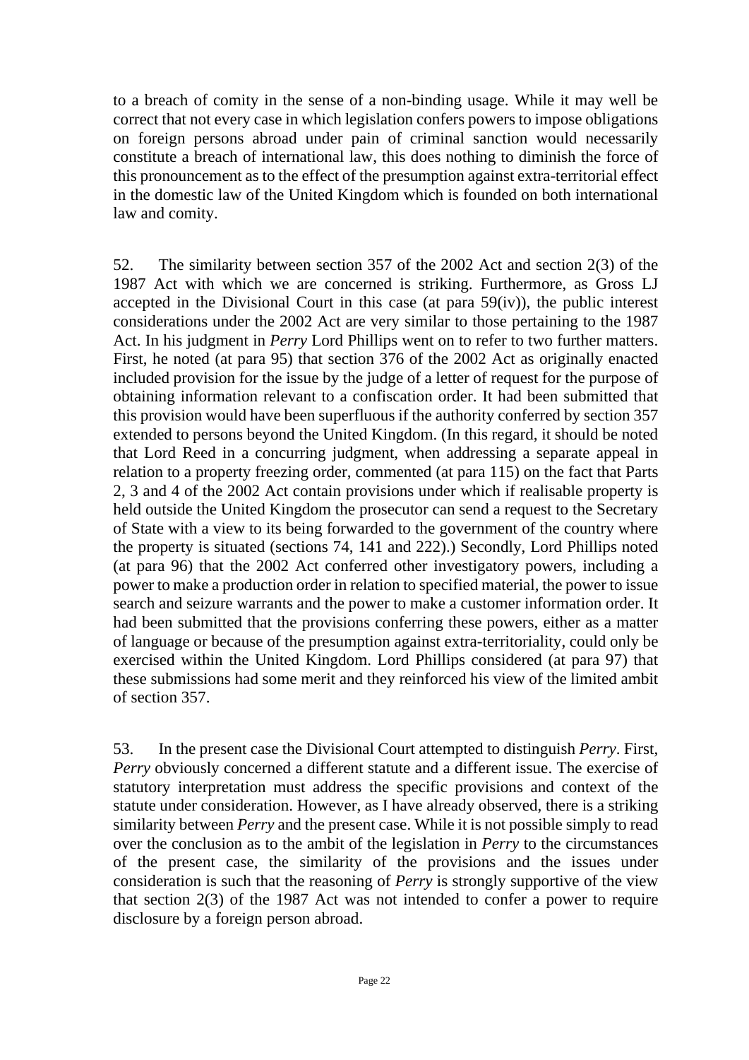to a breach of comity in the sense of a non-binding usage. While it may well be correct that not every case in which legislation confers powers to impose obligations on foreign persons abroad under pain of criminal sanction would necessarily constitute a breach of international law, this does nothing to diminish the force of this pronouncement as to the effect of the presumption against extra-territorial effect in the domestic law of the United Kingdom which is founded on both international law and comity.

52. The similarity between section 357 of the 2002 Act and section 2(3) of the 1987 Act with which we are concerned is striking. Furthermore, as Gross LJ accepted in the Divisional Court in this case (at para 59(iv)), the public interest considerations under the 2002 Act are very similar to those pertaining to the 1987 Act. In his judgment in *Perry* Lord Phillips went on to refer to two further matters. First, he noted (at para 95) that section 376 of the 2002 Act as originally enacted included provision for the issue by the judge of a letter of request for the purpose of obtaining information relevant to a confiscation order. It had been submitted that this provision would have been superfluous if the authority conferred by section 357 extended to persons beyond the United Kingdom. (In this regard, it should be noted that Lord Reed in a concurring judgment, when addressing a separate appeal in relation to a property freezing order, commented (at para 115) on the fact that Parts 2, 3 and 4 of the 2002 Act contain provisions under which if realisable property is held outside the United Kingdom the prosecutor can send a request to the Secretary of State with a view to its being forwarded to the government of the country where the property is situated (sections 74, 141 and 222).) Secondly, Lord Phillips noted (at para 96) that the 2002 Act conferred other investigatory powers, including a power to make a production order in relation to specified material, the power to issue search and seizure warrants and the power to make a customer information order. It had been submitted that the provisions conferring these powers, either as a matter of language or because of the presumption against extra-territoriality, could only be exercised within the United Kingdom. Lord Phillips considered (at para 97) that these submissions had some merit and they reinforced his view of the limited ambit of section 357.

53. In the present case the Divisional Court attempted to distinguish *Perry*. First, *Perry* obviously concerned a different statute and a different issue. The exercise of statutory interpretation must address the specific provisions and context of the statute under consideration. However, as I have already observed, there is a striking similarity between *Perry* and the present case. While it is not possible simply to read over the conclusion as to the ambit of the legislation in *Perry* to the circumstances of the present case, the similarity of the provisions and the issues under consideration is such that the reasoning of *Perry* is strongly supportive of the view that section 2(3) of the 1987 Act was not intended to confer a power to require disclosure by a foreign person abroad.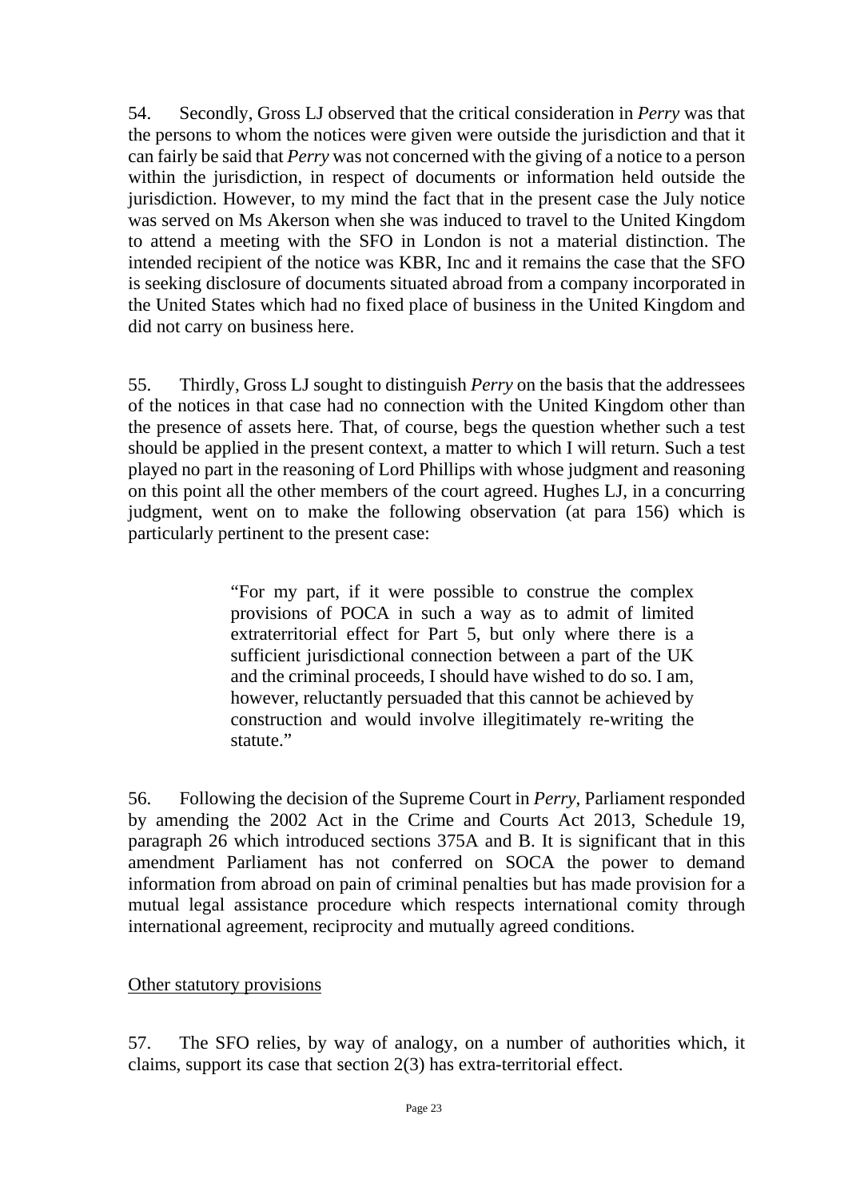54. Secondly, Gross LJ observed that the critical consideration in *Perry* was that the persons to whom the notices were given were outside the jurisdiction and that it can fairly be said that *Perry* was not concerned with the giving of a notice to a person within the jurisdiction, in respect of documents or information held outside the jurisdiction. However, to my mind the fact that in the present case the July notice was served on Ms Akerson when she was induced to travel to the United Kingdom to attend a meeting with the SFO in London is not a material distinction. The intended recipient of the notice was KBR, Inc and it remains the case that the SFO is seeking disclosure of documents situated abroad from a company incorporated in the United States which had no fixed place of business in the United Kingdom and did not carry on business here.

55. Thirdly, Gross LJ sought to distinguish *Perry* on the basis that the addressees of the notices in that case had no connection with the United Kingdom other than the presence of assets here. That, of course, begs the question whether such a test should be applied in the present context, a matter to which I will return. Such a test played no part in the reasoning of Lord Phillips with whose judgment and reasoning on this point all the other members of the court agreed. Hughes LJ, in a concurring judgment, went on to make the following observation (at para 156) which is particularly pertinent to the present case:

> "For my part, if it were possible to construe the complex provisions of POCA in such a way as to admit of limited extraterritorial effect for Part 5, but only where there is a sufficient jurisdictional connection between a part of the UK and the criminal proceeds, I should have wished to do so. I am, however, reluctantly persuaded that this cannot be achieved by construction and would involve illegitimately re-writing the statute."

56. Following the decision of the Supreme Court in *Perry*, Parliament responded by amending the 2002 Act in the Crime and Courts Act 2013, Schedule 19, paragraph 26 which introduced sections 375A and B. It is significant that in this amendment Parliament has not conferred on SOCA the power to demand information from abroad on pain of criminal penalties but has made provision for a mutual legal assistance procedure which respects international comity through international agreement, reciprocity and mutually agreed conditions.

<u>Other statutory provisions</u>

57. The SFO relies, by way of analogy, on a number of authorities which, it claims, support its case that section 2(3) has extra-territorial effect.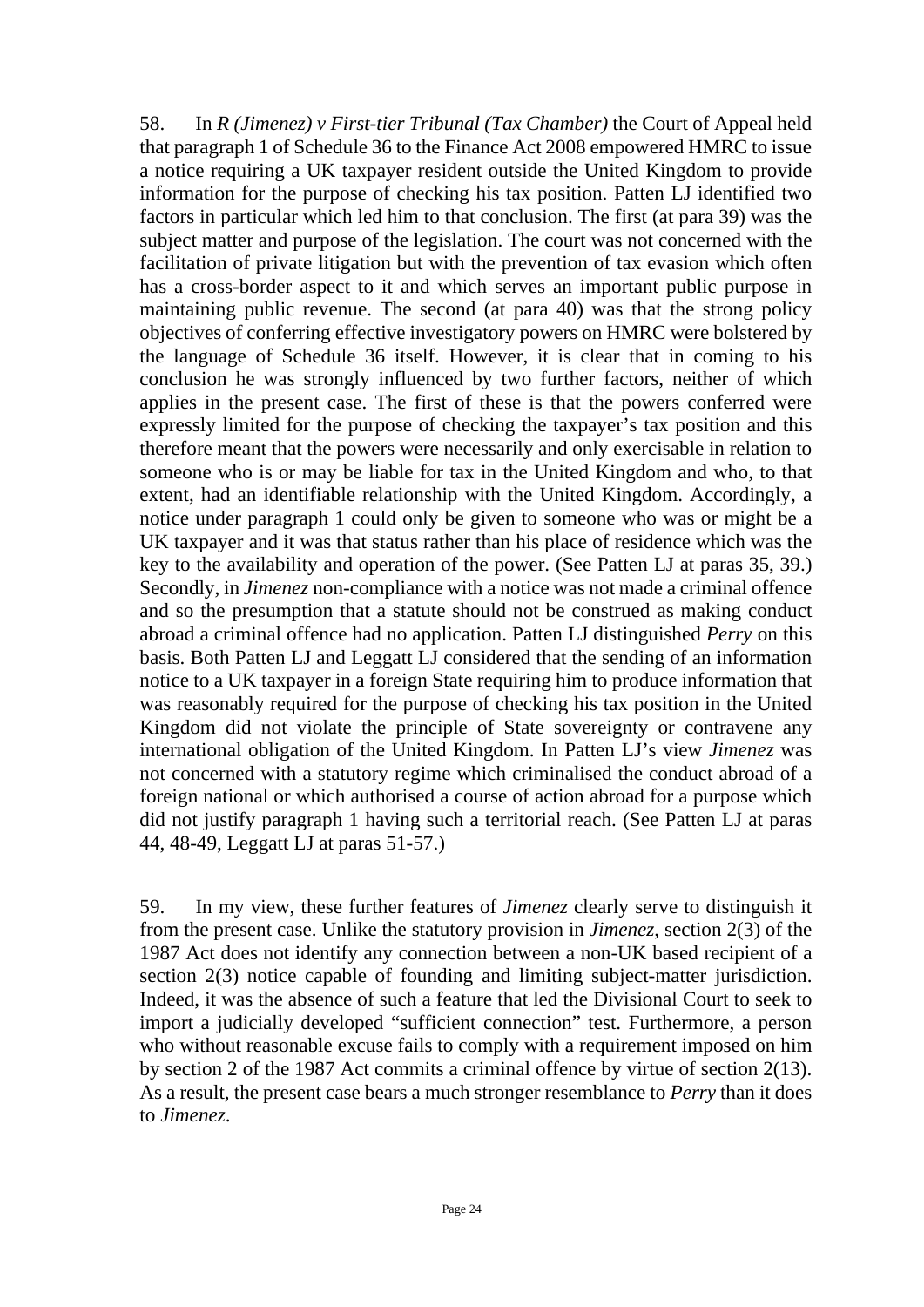58. In *R (Jimenez) v First-tier Tribunal (Tax Chamber)* the Court of Appeal held that paragraph 1 of Schedule 36 to the Finance Act 2008 empowered HMRC to issue a notice requiring a UK taxpayer resident outside the United Kingdom to provide information for the purpose of checking his tax position. Patten LJ identified two factors in particular which led him to that conclusion. The first (at para 39) was the subject matter and purpose of the legislation. The court was not concerned with the facilitation of private litigation but with the prevention of tax evasion which often has a cross-border aspect to it and which serves an important public purpose in maintaining public revenue. The second (at para 40) was that the strong policy objectives of conferring effective investigatory powers on HMRC were bolstered by the language of Schedule 36 itself. However, it is clear that in coming to his conclusion he was strongly influenced by two further factors, neither of which applies in the present case. The first of these is that the powers conferred were expressly limited for the purpose of checking the taxpayer's tax position and this therefore meant that the powers were necessarily and only exercisable in relation to someone who is or may be liable for tax in the United Kingdom and who, to that extent, had an identifiable relationship with the United Kingdom. Accordingly, a notice under paragraph 1 could only be given to someone who was or might be a UK taxpayer and it was that status rather than his place of residence which was the key to the availability and operation of the power. (See Patten LJ at paras 35, 39.) Secondly, in *Jimenez* non-compliance with a notice was not made a criminal offence and so the presumption that a statute should not be construed as making conduct abroad a criminal offence had no application. Patten LJ distinguished *Perry* on this basis. Both Patten LJ and Leggatt LJ considered that the sending of an information notice to a UK taxpayer in a foreign State requiring him to produce information that was reasonably required for the purpose of checking his tax position in the United Kingdom did not violate the principle of State sovereignty or contravene any international obligation of the United Kingdom. In Patten LJ's view *Jimenez* was not concerned with a statutory regime which criminalised the conduct abroad of a foreign national or which authorised a course of action abroad for a purpose which did not justify paragraph 1 having such a territorial reach. (See Patten LJ at paras 44, 48-49, Leggatt LJ at paras 51-57.)

59. In my view, these further features of *Jimenez* clearly serve to distinguish it from the present case. Unlike the statutory provision in *Jimenez*, section 2(3) of the 1987 Act does not identify any connection between a non-UK based recipient of a section 2(3) notice capable of founding and limiting subject-matter jurisdiction. Indeed, it was the absence of such a feature that led the Divisional Court to seek to import a judicially developed "sufficient connection" test. Furthermore, a person who without reasonable excuse fails to comply with a requirement imposed on him by section 2 of the 1987 Act commits a criminal offence by virtue of section 2(13). As a result, the present case bears a much stronger resemblance to *Perry* than it does to *Jimenez*.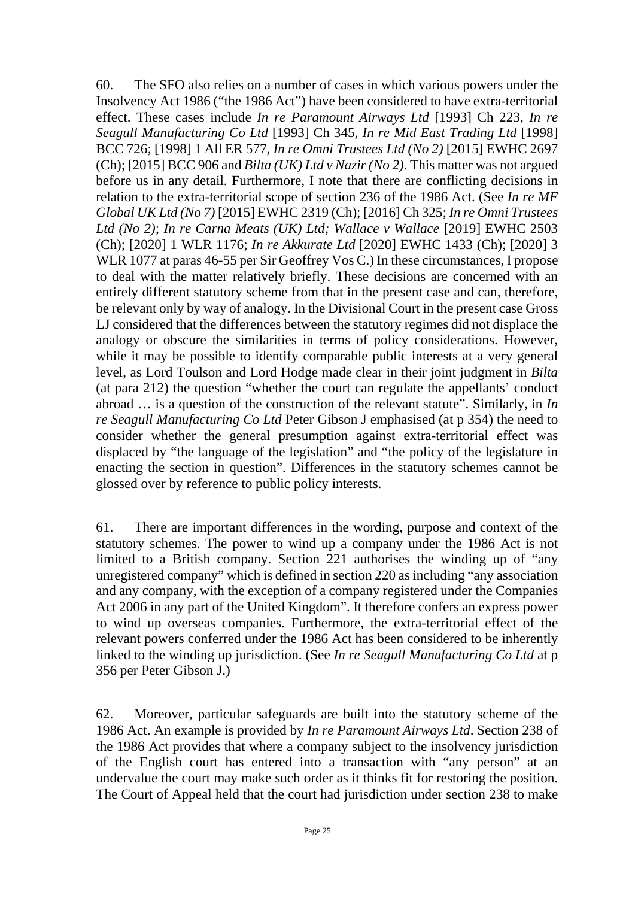60. The SFO also relies on a number of cases in which various powers under the Insolvency Act 1986 ("the 1986 Act") have been considered to have extra-territorial effect. These cases include *In re Paramount Airways Ltd* [1993] Ch 223, *In re Seagull Manufacturing Co Ltd* [1993] Ch 345, *In re Mid East Trading Ltd* [1998] BCC 726; [1998] 1 All ER 577, *In re Omni Trustees Ltd (No 2)* [2015] EWHC 2697 (Ch); [2015] BCC 906 and *Bilta (UK) Ltd v Nazir (No 2)*. This matter was not argued before us in any detail. Furthermore, I note that there are conflicting decisions in relation to the extra-territorial scope of section 236 of the 1986 Act. (See *In re MF Global UK Ltd (No 7)* [2015] EWHC 2319 (Ch); [2016] Ch 325; *In re Omni Trustees Ltd (No 2)*; *In re Carna Meats (UK) Ltd; Wallace v Wallace* [2019] EWHC 2503 (Ch); [2020] 1 WLR 1176; *In re Akkurate Ltd* [2020] EWHC 1433 (Ch); [2020] 3 WLR 1077 at paras 46-55 per Sir Geoffrey Vos C.) In these circumstances, I propose to deal with the matter relatively briefly. These decisions are concerned with an entirely different statutory scheme from that in the present case and can, therefore, be relevant only by way of analogy. In the Divisional Court in the present case Gross LJ considered that the differences between the statutory regimes did not displace the analogy or obscure the similarities in terms of policy considerations. However, while it may be possible to identify comparable public interests at a very general level, as Lord Toulson and Lord Hodge made clear in their joint judgment in *Bilta* (at para 212) the question "whether the court can regulate the appellants' conduct abroad … is a question of the construction of the relevant statute". Similarly, in *In re Seagull Manufacturing Co Ltd* Peter Gibson J emphasised (at p 354) the need to consider whether the general presumption against extra-territorial effect was displaced by "the language of the legislation" and "the policy of the legislature in enacting the section in question". Differences in the statutory schemes cannot be glossed over by reference to public policy interests.

61. There are important differences in the wording, purpose and context of the statutory schemes. The power to wind up a company under the 1986 Act is not limited to a British company. Section 221 authorises the winding up of "any unregistered company" which is defined in section 220 as including "any association and any company, with the exception of a company registered under the Companies Act 2006 in any part of the United Kingdom". It therefore confers an express power to wind up overseas companies. Furthermore, the extra-territorial effect of the relevant powers conferred under the 1986 Act has been considered to be inherently linked to the winding up jurisdiction. (See *In re Seagull Manufacturing Co Ltd* at p 356 per Peter Gibson J.)

62. Moreover, particular safeguards are built into the statutory scheme of the 1986 Act. An example is provided by *In re Paramount Airways Ltd*. Section 238 of the 1986 Act provides that where a company subject to the insolvency jurisdiction of the English court has entered into a transaction with "any person" at an undervalue the court may make such order as it thinks fit for restoring the position. The Court of Appeal held that the court had jurisdiction under section 238 to make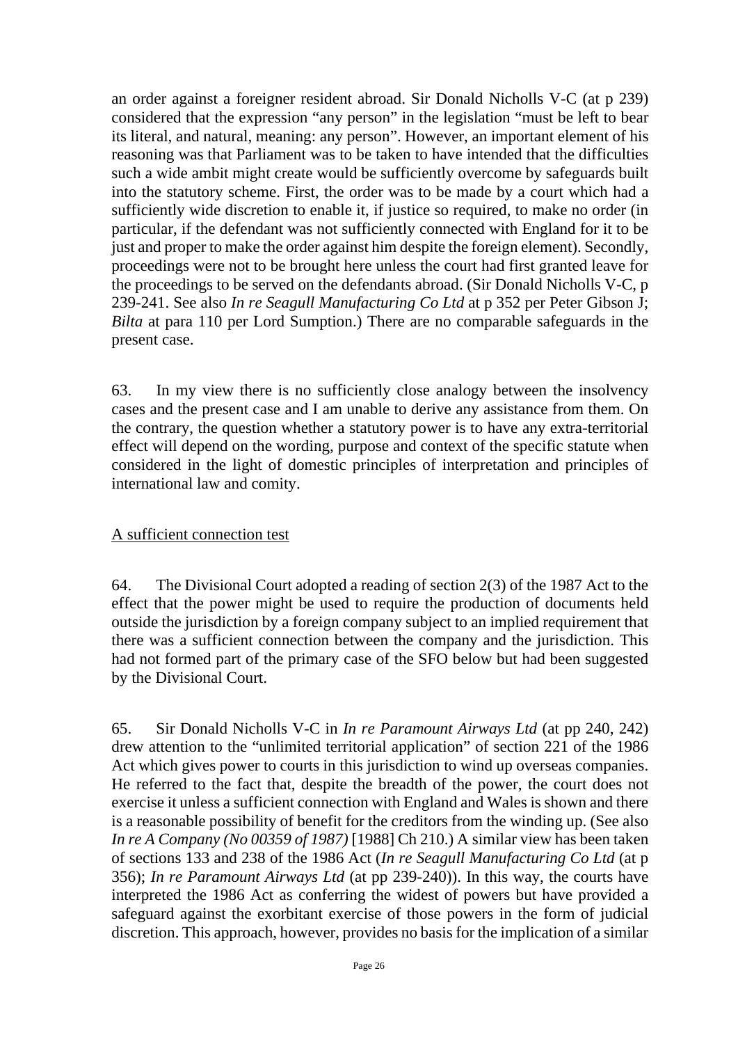an order against a foreigner resident abroad. Sir Donald Nicholls V-C (at p 239) considered that the expression "any person" in the legislation "must be left to bear its literal, and natural, meaning: any person". However, an important element of his reasoning was that Parliament was to be taken to have intended that the difficulties such a wide ambit might create would be sufficiently overcome by safeguards built into the statutory scheme. First, the order was to be made by a court which had a sufficiently wide discretion to enable it, if justice so required, to make no order (in particular, if the defendant was not sufficiently connected with England for it to be just and proper to make the order against him despite the foreign element). Secondly, proceedings were not to be brought here unless the court had first granted leave for the proceedings to be served on the defendants abroad. (Sir Donald Nicholls V-C, p 239-241. See also *In re Seagull Manufacturing Co Ltd* at p 352 per Peter Gibson J; *Bilta* at para 110 per Lord Sumption.) There are no comparable safeguards in the present case.

63. In my view there is no sufficiently close analogy between the insolvency cases and the present case and I am unable to derive any assistance from them. On the contrary, the question whether a statutory power is to have any extra-territorial effect will depend on the wording, purpose and context of the specific statute when considered in the light of domestic principles of interpretation and principles of international law and comity.

<u>A sufficient connection test</u>

64. The Divisional Court adopted a reading of section 2(3) of the 1987 Act to the effect that the power might be used to require the production of documents held outside the jurisdiction by a foreign company subject to an implied requirement that there was a sufficient connection between the company and the jurisdiction. This had not formed part of the primary case of the SFO below but had been suggested by the Divisional Court.

65. Sir Donald Nicholls V-C in *In re Paramount Airways Ltd* (at pp 240, 242) drew attention to the "unlimited territorial application" of section 221 of the 1986 Act which gives power to courts in this jurisdiction to wind up overseas companies. He referred to the fact that, despite the breadth of the power, the court does not exercise it unless a sufficient connection with England and Wales is shown and there is a reasonable possibility of benefit for the creditors from the winding up. (See also *In re A Company (No 00359 of 1987)* [1988] Ch 210.) A similar view has been taken of sections 133 and 238 of the 1986 Act (*In re Seagull Manufacturing Co Ltd* (at p 356); *In re Paramount Airways Ltd* (at pp 239-240)). In this way, the courts have interpreted the 1986 Act as conferring the widest of powers but have provided a safeguard against the exorbitant exercise of those powers in the form of judicial discretion. This approach, however, provides no basis for the implication of a similar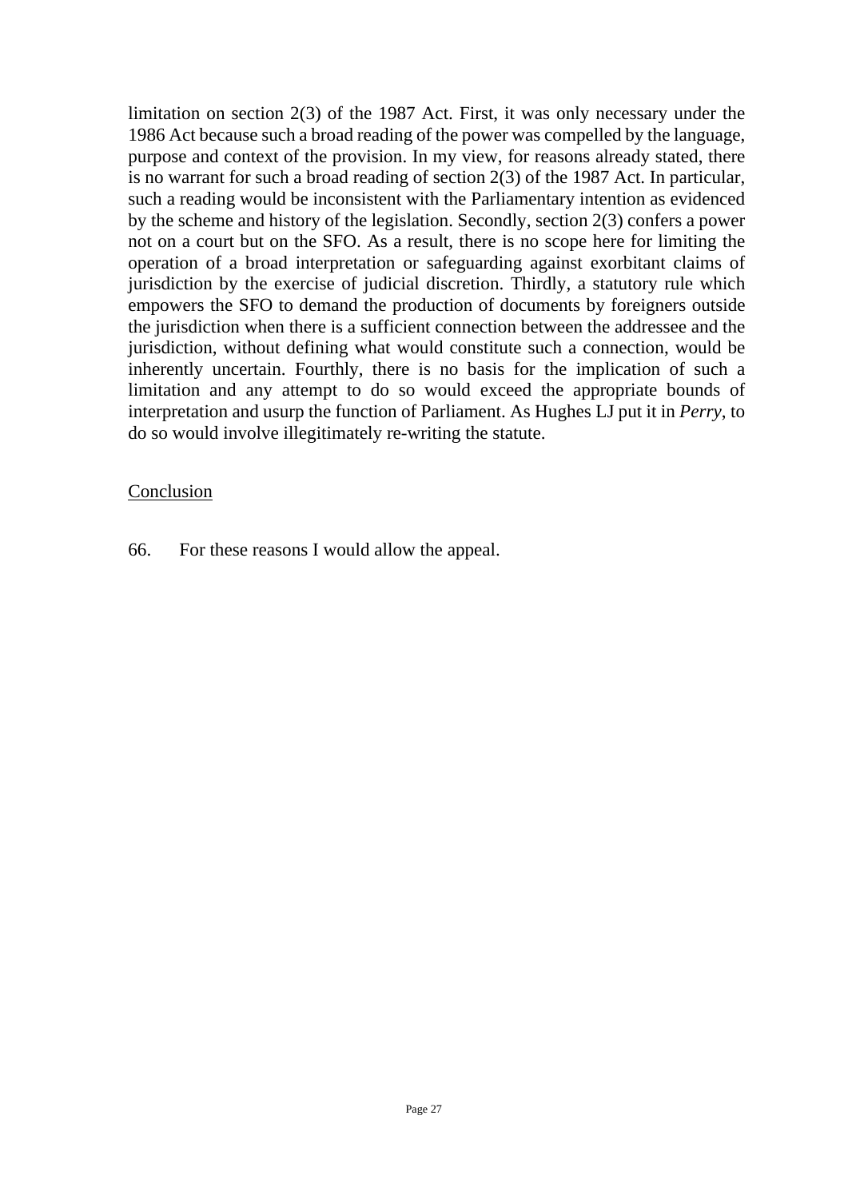limitation on section 2(3) of the 1987 Act. First, it was only necessary under the 1986 Act because such a broad reading of the power was compelled by the language, purpose and context of the provision. In my view, for reasons already stated, there is no warrant for such a broad reading of section 2(3) of the 1987 Act. In particular, such a reading would be inconsistent with the Parliamentary intention as evidenced by the scheme and history of the legislation. Secondly, section 2(3) confers a power not on a court but on the SFO. As a result, there is no scope here for limiting the operation of a broad interpretation or safeguarding against exorbitant claims of jurisdiction by the exercise of judicial discretion. Thirdly, a statutory rule which empowers the SFO to demand the production of documents by foreigners outside the jurisdiction when there is a sufficient connection between the addressee and the jurisdiction, without defining what would constitute such a connection, would be inherently uncertain. Fourthly, there is no basis for the implication of such a limitation and any attempt to do so would exceed the appropriate bounds of interpretation and usurp the function of Parliament. As Hughes LJ put it in *Perry*, to do so would involve illegitimately re-writing the statute.

Conclusion

66. For these reasons I would allow the appeal.